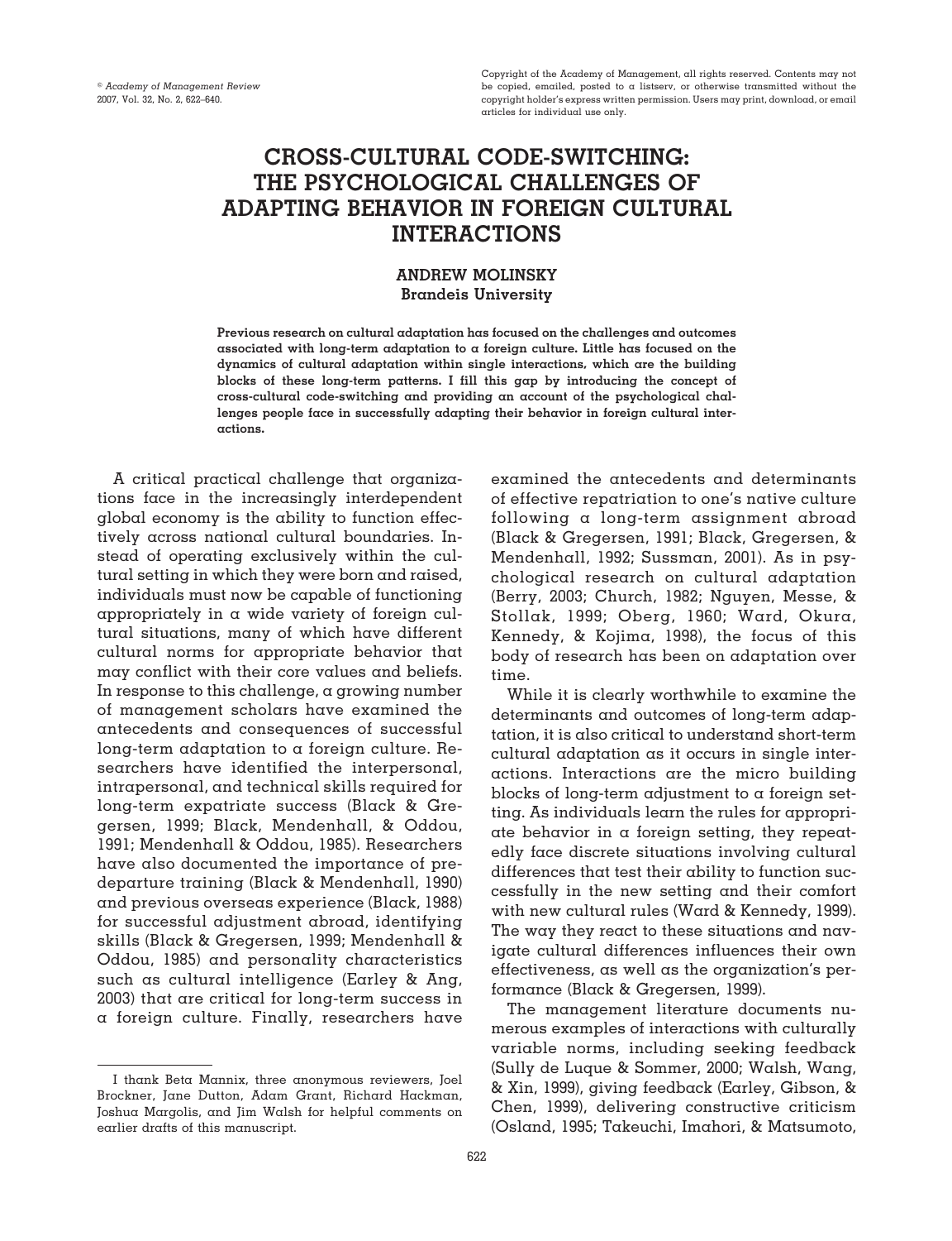# CROSS-CULTURAL CODE-SWITCHING: THE PSYCHOLOGICAL CHALLENGES OF ADAPTING BEHAVIOR IN FOREIGN CULTURAL INTERACTIONS

**ANDREW MOLINSKY**
**Brandeis University**

**Previous research on cultural adaptation has focused on the challenges and outcomes associated with long-term adaptation to a foreign culture. Little has focused on the dynamics of cultural adaptation within single interactions, which are the building blocks of these long-term patterns. I fill this gap by introducing the concept of cross-cultural code-switching and providing an account of the psychological challenges people face in successfully adapting their behavior in foreign cultural interactions.**

A critical practical challenge that organizations face in the increasingly interdependent global economy is the ability to function effectively across national cultural boundaries. Instead of operating exclusively within the cultural setting in which they were born and raised, individuals must now be capable of functioning appropriately in a wide variety of foreign cultural situations, many of which have different cultural norms for appropriate behavior that may conflict with their core values and beliefs. In response to this challenge, a growing number of management scholars have examined the antecedents and consequences of successful long-term adaptation to a foreign culture. Researchers have identified the interpersonal, intrapersonal, and technical skills required for long-term expatriate success (Black & Gregersen, 1999; Black, Mendenhall, & Oddou, 1991; Mendenhall & Oddou, 1985). Researchers have also documented the importance of predeparture training (Black & Mendenhall, 1990) and previous overseas experience (Black, 1988) for successful adjustment abroad, identifying skills (Black & Gregersen, 1999; Mendenhall & Oddou, 1985) and personality characteristics such as cultural intelligence (Earley & Ang, 2003) that are critical for long-term success in a foreign culture. Finally, researchers have examined the antecedents and determinants of effective repatriation to one's native culture following a long-term assignment abroad (Black & Gregersen, 1991; Black, Gregersen, & Mendenhall, 1992; Sussman, 2001). As in psychological research on cultural adaptation (Berry, 2003; Church, 1982; Nguyen, Messe, & Stollak, 1999; Oberg, 1960; Ward, Okura, Kennedy, & Kojima, 1998), the focus of this body of research has been on adaptation over time.

While it is clearly worthwhile to examine the determinants and outcomes of long-term adaptation, it is also critical to understand short-term cultural adaptation as it occurs in single interactions. Interactions are the micro building blocks of long-term adjustment to a foreign setting. As individuals learn the rules for appropriate behavior in a foreign setting, they repeatedly face discrete situations involving cultural differences that test their ability to function successfully in the new setting and their comfort with new cultural rules (Ward & Kennedy, 1999). The way they react to these situations and navigate cultural differences influences their own effectiveness, as well as the organization's performance (Black & Gregersen, 1999).

The management literature documents numerous examples of interactions with culturally variable norms, including seeking feedback (Sully de Luque & Sommer, 2000; Walsh, Wang, & Xin, 1999), giving feedback (Earley, Gibson, & Chen, 1999), delivering constructive criticism (Osland, 1995; Takeuchi, Imahori, & Matsumoto,

I thank Beta Mannix, three anonymous reviewers, Joel Brockner, Jane Dutton, Adam Grant, Richard Hackman, Joshua Margolis, and Jim Walsh for helpful comments on earlier drafts of this manuscript.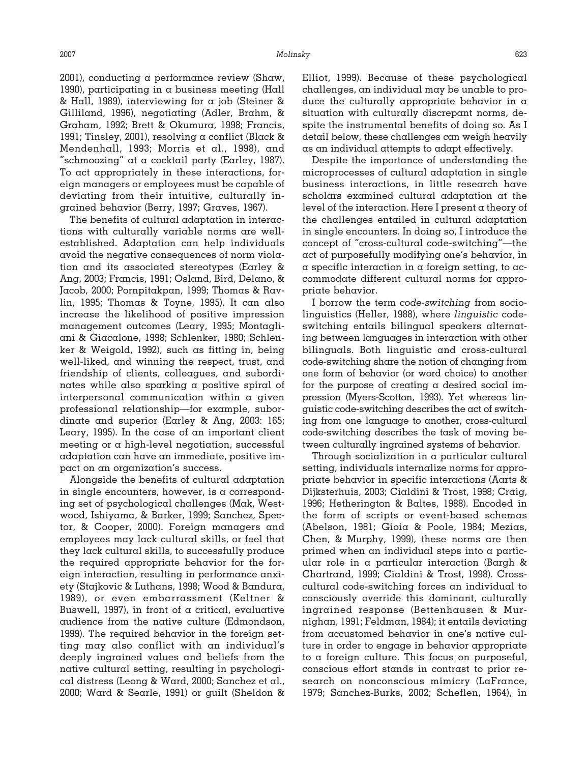2001), conducting a performance review (Shaw, 1990), participating in a business meeting (Hall & Hall, 1989), interviewing for a job (Steiner & Gilliland, 1996), negotiating (Adler, Brahm, & Graham, 1992; Brett & Okumura, 1998; Francis, 1991; Tinsley, 2001), resolving a conflict (Black & Mendenhall, 1993; Morris et al., 1998), and "schmoozing" at a cocktail party (Earley, 1987). To act appropriately in these interactions, foreign managers or employees must be capable of deviating from their intuitive, culturally ingrained behavior (Berry, 1997; Graves, 1967).

The benefits of cultural adaptation in interactions with culturally variable norms are well-established. Adaptation can help individuals avoid the negative consequences of norm violation and its associated stereotypes (Earley & Ang, 2003; Francis, 1991; Osland, Bird, Delano, & Jacob, 2000; Pornpitakpan, 1999; Thomas & Ravlin, 1995; Thomas & Toyne, 1995). It can also increase the likelihood of positive impression management outcomes (Leary, 1995; Montagliani & Giacalone, 1998; Schlenker, 1980; Schlenker & Weigold, 1992), such as fitting in, being well-liked, and winning the respect, trust, and friendship of clients, colleagues, and subordinates while also sparking a positive spiral of interpersonal communication within a given professional relationship—for example, subordinate and superior (Earley & Ang, 2003: 165; Leary, 1995). In the case of an important client meeting or a high-level negotiation, successful adaptation can have an immediate, positive impact on an organization's success.

Alongside the benefits of cultural adaptation in single encounters, however, is a corresponding set of psychological challenges (Mak, Westwood, Ishiyama, & Barker, 1999; Sanchez, Spector, & Cooper, 2000). Foreign managers and employees may lack cultural skills, or feel that they lack cultural skills, to successfully produce the required appropriate behavior for the foreign interaction, resulting in performance anxiety (Stajkovic & Luthans, 1998; Wood & Bandura, 1989), or even embarrassment (Keltner & Buswell, 1997), in front of a critical, evaluative audience from the native culture (Edmondson, 1999). The required behavior in the foreign setting may also conflict with an individual's deeply ingrained values and beliefs from the native cultural setting, resulting in psychological distress (Leong & Ward, 2000; Sanchez et al., 2000; Ward & Searle, 1991) or guilt (Sheldon & Elliot, 1999). Because of these psychological challenges, an individual may be unable to produce the culturally appropriate behavior in a situation with culturally discrepant norms, despite the instrumental benefits of doing so. As I detail below, these challenges can weigh heavily as an individual attempts to adapt effectively.

Despite the importance of understanding the microprocesses of cultural adaptation in single business interactions, in little research have scholars examined cultural adaptation at the level of the interaction. Here I present a theory of the challenges entailed in cultural adaptation in single encounters. In doing so, I introduce the concept of "cross-cultural code-switching"—the act of purposefully modifying one's behavior, in a specific interaction in a foreign setting, to accommodate different cultural norms for appropriate behavior.

I borrow the term *code-switching* from sociolinguistics (Heller, 1988), where *linguistic* code-switching entails bilingual speakers alternating between languages in interaction with other bilinguals. Both linguistic and cross-cultural code-switching share the notion of changing from one form of behavior (or word choice) to another for the purpose of creating a desired social impression (Myers-Scotton, 1993). Yet whereas linguistic code-switching describes the act of switching from one language to another, cross-cultural code-switching describes the task of moving between culturally ingrained systems of behavior.

Through socialization in a particular cultural setting, individuals internalize norms for appropriate behavior in specific interactions (Aarts & Dijksterhuis, 2003; Cialdini & Trost, 1998; Craig, 1996; Hetherington & Baltes, 1988). Encoded in the form of scripts or event-based schemas (Abelson, 1981; Gioia & Poole, 1984; Mezias, Chen, & Murphy, 1999), these norms are then primed when an individual steps into a particular role in a particular interaction (Bargh & Chartrand, 1999; Cialdini & Trost, 1998). Cross-cultural code-switching forces an individual to consciously override this dominant, culturally ingrained response (Bettenhausen & Murnighan, 1991; Feldman, 1984); it entails deviating from accustomed behavior in one's native culture in order to engage in behavior appropriate to a foreign culture. This focus on purposeful, conscious effort stands in contrast to prior research on nonconscious mimicry (LaFrance, 1979; Sanchez-Burks, 2002; Scheflen, 1964), in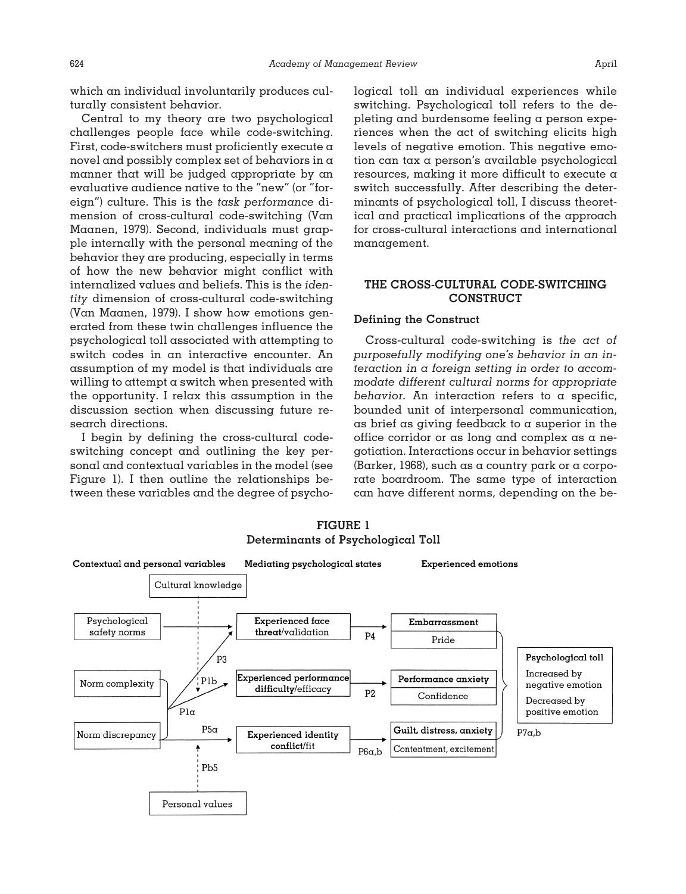which an individual involuntarily produces culturally consistent behavior.

Central to my theory are two psychological challenges people face while code-switching. First, code-switchers must proficiently execute a novel and possibly complex set of behaviors in a manner that will be judged appropriate by an evaluative audience native to the "new" (or "foreign") culture. This is the *task performance* dimension of cross-cultural code-switching (Van Maanen, 1979). Second, individuals must grapple internally with the personal meaning of the behavior they are producing, especially in terms of how the new behavior might conflict with internalized values and beliefs. This is the *identity* dimension of cross-cultural code-switching (Van Maanen, 1979). I show how emotions generated from these twin challenges influence the psychological toll associated with attempting to switch codes in an interactive encounter. An assumption of my model is that individuals are willing to attempt a switch when presented with the opportunity. I relax this assumption in the discussion section when discussing future research directions.

I begin by defining the cross-cultural code-switching concept and outlining the key personal and contextual variables in the model (see Figure 1). I then outline the relationships between these variables and the degree of psychological toll an individual experiences while switching. Psychological toll refers to the depleting and burdensome feeling a person experiences when the act of switching elicits high levels of negative emotion. This negative emotion can tax a person's available psychological resources, making it more difficult to execute a switch successfully. After describing the determinants of psychological toll, I discuss theoretical and practical implications of the approach for cross-cultural interactions and international management.

## THE CROSS-CULTURAL CODE-SWITCHING CONSTRUCT

### Defining the Construct

Cross-cultural code-switching is *the act of purposefully modifying one's behavior in an interaction in a foreign setting in order to accommodate different cultural norms for appropriate behavior*. An interaction refers to a specific, bounded unit of interpersonal communication, as brief as giving feedback to a superior in the office corridor or as long and complex as a negotiation. Interactions occur in behavior settings (Barker, 1968), such as a country park or a corporate boardroom. The same type of interaction can have different norms, depending on the be-

**FIGURE 1**
**Determinants of Psychological Toll**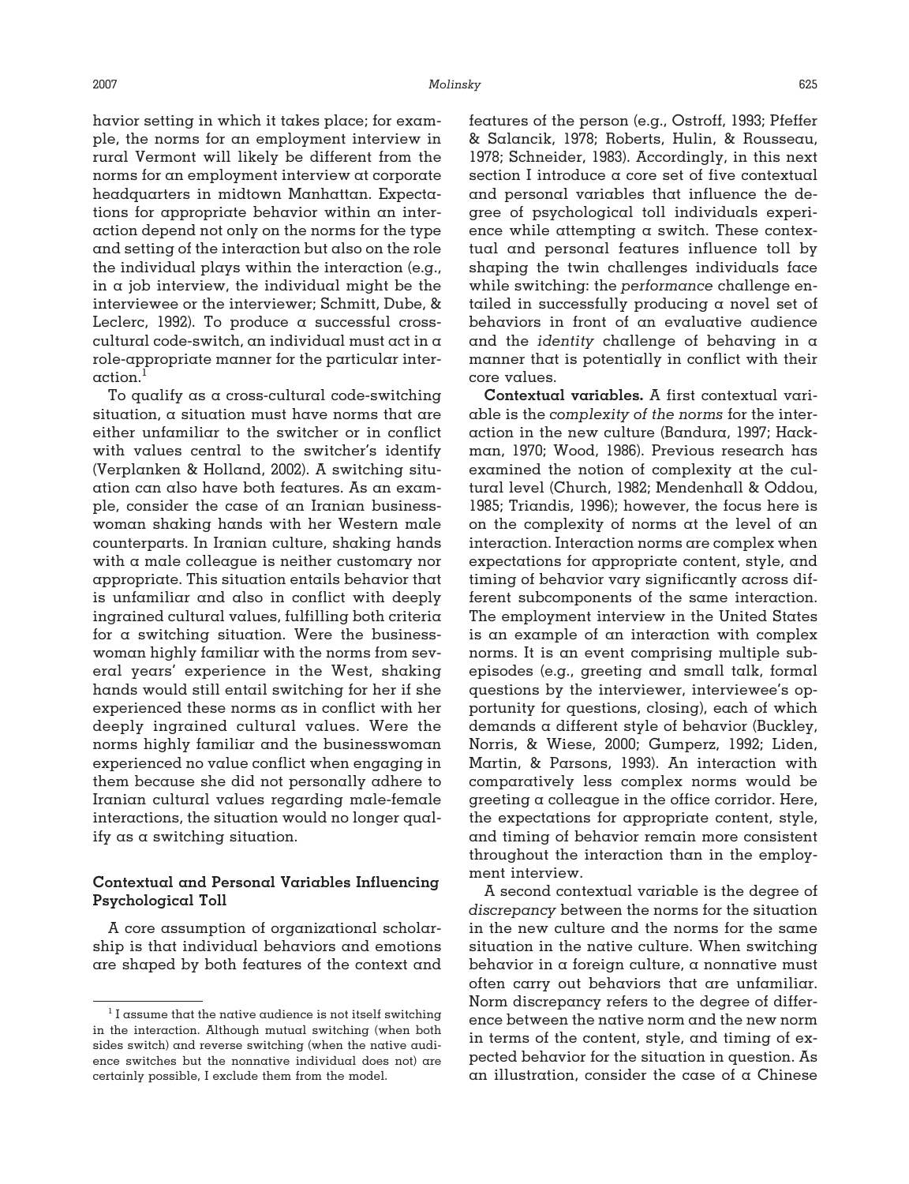havior setting in which it takes place; for example, the norms for an employment interview in rural Vermont will likely be different from the norms for an employment interview at corporate headquarters in midtown Manhattan. Expectations for appropriate behavior within an interaction depend not only on the norms for the type and setting of the interaction but also on the role the individual plays within the interaction (e.g., in a job interview, the individual might be the interviewee or the interviewer; Schmitt, Dube, & Leclerc, 1992). To produce a successful cross-cultural code-switch, an individual must act in a role-appropriate manner for the particular interaction.[1]

To qualify as a cross-cultural code-switching situation, a situation must have norms that are either unfamiliar to the switcher or in conflict with values central to the switcher's identify (Verplanken & Holland, 2002). A switching situation can also have both features. As an example, consider the case of an Iranian businesswoman shaking hands with her Western male counterparts. In Iranian culture, shaking hands with a male colleague is neither customary nor appropriate. This situation entails behavior that is unfamiliar and also in conflict with deeply ingrained cultural values, fulfilling both criteria for a switching situation. Were the businesswoman highly familiar with the norms from several years' experience in the West, shaking hands would still entail switching for her if she experienced these norms as in conflict with her deeply ingrained cultural values. Were the norms highly familiar and the businesswoman experienced no value conflict when engaging in them because she did not personally adhere to Iranian cultural values regarding male-female interactions, the situation would no longer qualify as a switching situation.

### Contextual and Personal Variables Influencing Psychological Toll

A core assumption of organizational scholarship is that individual behaviors and emotions are shaped by both features of the context and features of the person (e.g., Ostroff, 1993; Pfeffer & Salancik, 1978; Roberts, Hulin, & Rousseau, 1978; Schneider, 1983). Accordingly, in this next section I introduce a core set of five contextual and personal variables that influence the degree of psychological toll individuals experience while attempting a switch. These contextual and personal features influence toll by shaping the twin challenges individuals face while switching: the *performance* challenge entailed in successfully producing a novel set of behaviors in front of an evaluative audience and the *identity* challenge of behaving in a manner that is potentially in conflict with their core values.

**Contextual variables.** A first contextual variable is the *complexity of the norms* for the interaction in the new culture (Bandura, 1997; Hackman, 1970; Wood, 1986). Previous research has examined the notion of complexity at the cultural level (Church, 1982; Mendenhall & Oddou, 1985; Triandis, 1996); however, the focus here is on the complexity of norms at the level of an interaction. Interaction norms are complex when expectations for appropriate content, style, and timing of behavior vary significantly across different subcomponents of the same interaction. The employment interview in the United States is an example of an interaction with complex norms. It is an event comprising multiple subepisodes (e.g., greeting and small talk, formal questions by the interviewer, interviewee's opportunity for questions, closing), each of which demands a different style of behavior (Buckley, Norris, & Wiese, 2000; Gumperz, 1992; Liden, Martin, & Parsons, 1993). An interaction with comparatively less complex norms would be greeting a colleague in the office corridor. Here, the expectations for appropriate content, style, and timing of behavior remain more consistent throughout the interaction than in the employment interview.

A second contextual variable is the degree of *discrepancy* between the norms for the situation in the new culture and the norms for the same situation in the native culture. When switching behavior in a foreign culture, a nonnative must often carry out behaviors that are unfamiliar. Norm discrepancy refers to the degree of difference between the native norm and the new norm in terms of the content, style, and timing of expected behavior for the situation in question. As an illustration, consider the case of a Chinese

[1] I assume that the native audience is not itself switching in the interaction. Although mutual switching (when both sides switch) and reverse switching (when the native audience switches but the nonnative individual does not) are certainly possible, I exclude them from the model.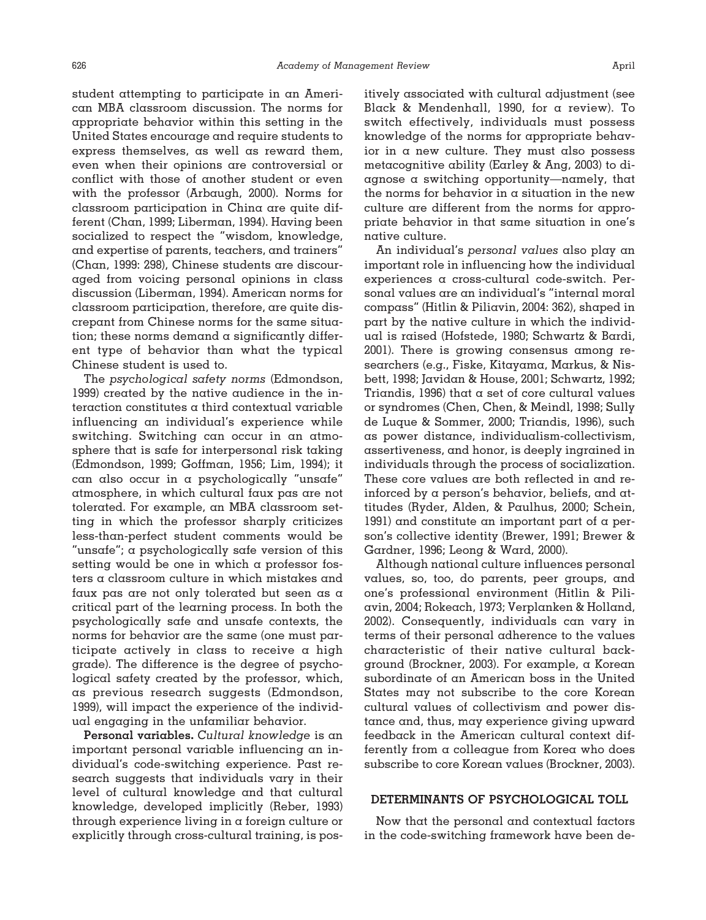student attempting to participate in an American MBA classroom discussion. The norms for appropriate behavior within this setting in the United States encourage and require students to express themselves, as well as reward them, even when their opinions are controversial or conflict with those of another student or even with the professor (Arbaugh, 2000). Norms for classroom participation in China are quite different (Chan, 1999; Liberman, 1994). Having been socialized to respect the "wisdom, knowledge, and expertise of parents, teachers, and trainers" (Chan, 1999: 298), Chinese students are discouraged from voicing personal opinions in class discussion (Liberman, 1994). American norms for classroom participation, therefore, are quite discrepant from Chinese norms for the same situation; these norms demand a significantly different type of behavior than what the typical Chinese student is used to.

The *psychological safety norms* (Edmondson, 1999) created by the native audience in the interaction constitutes a third contextual variable influencing an individual's experience while switching. Switching can occur in an atmosphere that is safe for interpersonal risk taking (Edmondson, 1999; Goffman, 1956; Lim, 1994); it can also occur in a psychologically "unsafe" atmosphere, in which cultural faux pas are not tolerated. For example, an MBA classroom setting in which the professor sharply criticizes less-than-perfect student comments would be "unsafe"; a psychologically safe version of this setting would be one in which a professor fosters a classroom culture in which mistakes and faux pas are not only tolerated but seen as a critical part of the learning process. In both the psychologically safe and unsafe contexts, the norms for behavior are the same (one must participate actively in class to receive a high grade). The difference is the degree of psychological safety created by the professor, which, as previous research suggests (Edmondson, 1999), will impact the experience of the individual engaging in the unfamiliar behavior.

**Personal variables.** *Cultural knowledge* is an important personal variable influencing an individual's code-switching experience. Past research suggests that individuals vary in their level of cultural knowledge and that cultural knowledge, developed implicitly (Reber, 1993) through experience living in a foreign culture or explicitly through cross-cultural training, is positively associated with cultural adjustment (see Black & Mendenhall, 1990, for a review). To switch effectively, individuals must possess knowledge of the norms for appropriate behavior in a new culture. They must also possess metacognitive ability (Earley & Ang, 2003) to diagnose a switching opportunity—namely, that the norms for behavior in a situation in the new culture are different from the norms for appropriate behavior in that same situation in one's native culture.

An individual's *personal values* also play an important role in influencing how the individual experiences a cross-cultural code-switch. Personal values are an individual's "internal moral compass" (Hitlin & Piliavin, 2004: 362), shaped in part by the native culture in which the individual is raised (Hofstede, 1980; Schwartz & Bardi, 2001). There is growing consensus among researchers (e.g., Fiske, Kitayama, Markus, & Nisbett, 1998; Javidan & House, 2001; Schwartz, 1992; Triandis, 1996) that a set of core cultural values or syndromes (Chen, Chen, & Meindl, 1998; Sully de Luque & Sommer, 2000; Triandis, 1996), such as power distance, individualism-collectivism, assertiveness, and honor, is deeply ingrained in individuals through the process of socialization. These core values are both reflected in and reinforced by a person's behavior, beliefs, and attitudes (Ryder, Alden, & Paulhus, 2000; Schein, 1991) and constitute an important part of a person's collective identity (Brewer, 1991; Brewer & Gardner, 1996; Leong & Ward, 2000).

Although national culture influences personal values, so, too, do parents, peer groups, and one's professional environment (Hitlin & Piliavin, 2004; Rokeach, 1973; Verplanken & Holland, 2002). Consequently, individuals can vary in terms of their personal adherence to the values characteristic of their native cultural background (Brockner, 2003). For example, a Korean subordinate of an American boss in the United States may not subscribe to the core Korean cultural values of collectivism and power distance and, thus, may experience giving upward feedback in the American cultural context differently from a colleague from Korea who does subscribe to core Korean values (Brockner, 2003).

## DETERMINANTS OF PSYCHOLOGICAL TOLL

Now that the personal and contextual factors in the code-switching framework have been de-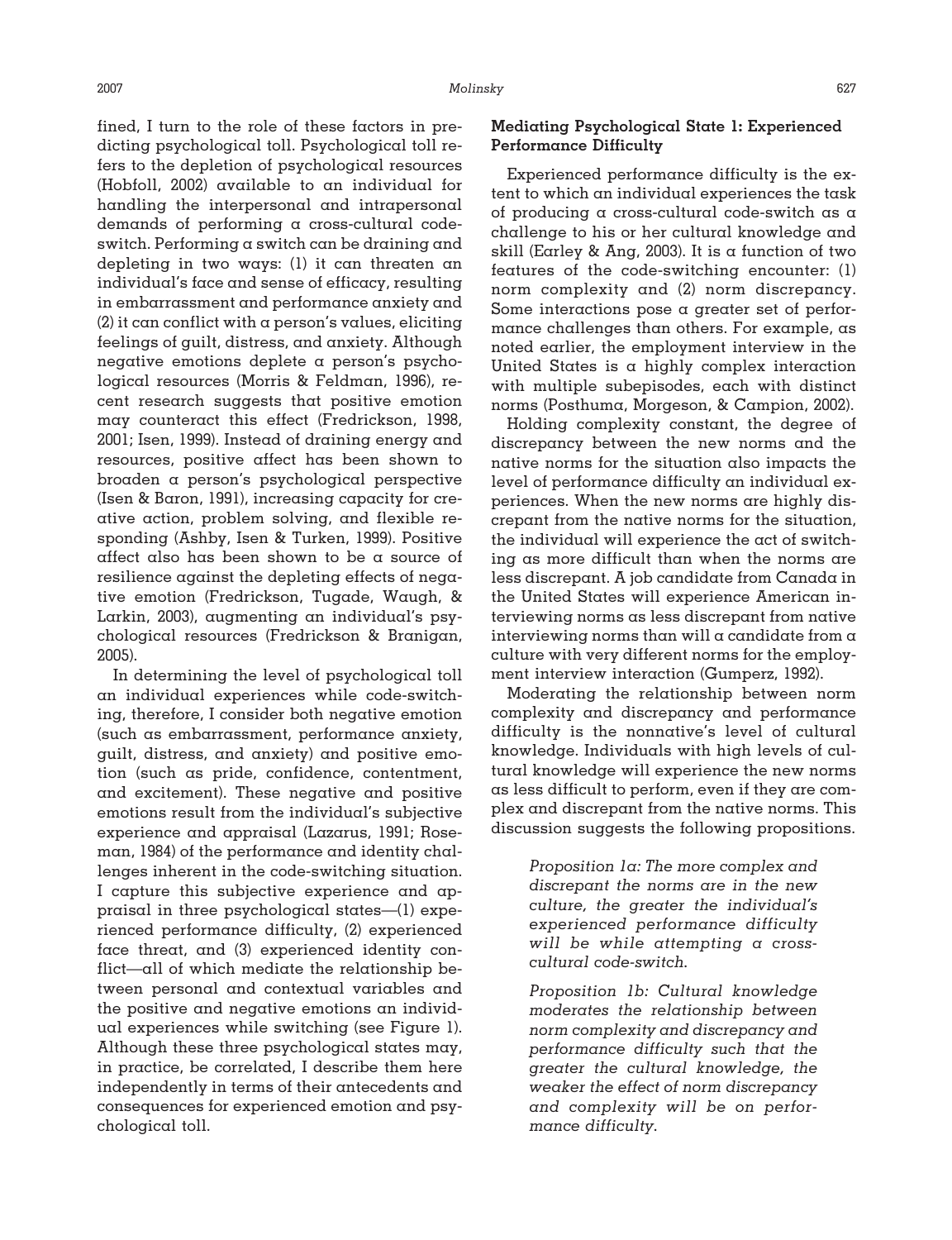fined, I turn to the role of these factors in predicting psychological toll. Psychological toll refers to the depletion of psychological resources (Hobfoll, 2002) available to an individual for handling the interpersonal and intrapersonal demands of performing a cross-cultural code-switch. Performing a switch can be draining and depleting in two ways: (1) it can threaten an individual's face and sense of efficacy, resulting in embarrassment and performance anxiety and (2) it can conflict with a person's values, eliciting feelings of guilt, distress, and anxiety. Although negative emotions deplete a person's psychological resources (Morris & Feldman, 1996), recent research suggests that positive emotion may counteract this effect (Fredrickson, 1998, 2001; Isen, 1999). Instead of draining energy and resources, positive affect has been shown to broaden a person's psychological perspective (Isen & Baron, 1991), increasing capacity for creative action, problem solving, and flexible responding (Ashby, Isen & Turken, 1999). Positive affect also has been shown to be a source of resilience against the depleting effects of negative emotion (Fredrickson, Tugade, Waugh, & Larkin, 2003), augmenting an individual's psychological resources (Fredrickson & Branigan, 2005).

In determining the level of psychological toll an individual experiences while code-switching, therefore, I consider both negative emotion (such as embarrassment, performance anxiety, guilt, distress, and anxiety) and positive emotion (such as pride, confidence, contentment, and excitement). These negative and positive emotions result from the individual's subjective experience and appraisal (Lazarus, 1991; Roseman, 1984) of the performance and identity challenges inherent in the code-switching situation. I capture this subjective experience and appraisal in three psychological states—(1) experienced performance difficulty, (2) experienced face threat, and (3) experienced identity conflict—all of which mediate the relationship between personal and contextual variables and the positive and negative emotions an individual experiences while switching (see Figure 1). Although these three psychological states may, in practice, be correlated, I describe them here independently in terms of their antecedents and consequences for experienced emotion and psychological toll.

### Mediating Psychological State 1: Experienced Performance Difficulty

Experienced performance difficulty is the extent to which an individual experiences the task of producing a cross-cultural code-switch as a challenge to his or her cultural knowledge and skill (Earley & Ang, 2003). It is a function of two features of the code-switching encounter: (1) norm complexity and (2) norm discrepancy. Some interactions pose a greater set of performance challenges than others. For example, as noted earlier, the employment interview in the United States is a highly complex interaction with multiple subepisodes, each with distinct norms (Posthuma, Morgeson, & Campion, 2002).

Holding complexity constant, the degree of discrepancy between the new norms and the native norms for the situation also impacts the level of performance difficulty an individual experiences. When the new norms are highly discrepant from the native norms for the situation, the individual will experience the act of switching as more difficult than when the norms are less discrepant. A job candidate from Canada in the United States will experience American interviewing norms as less discrepant from native interviewing norms than will a candidate from a culture with very different norms for the employment interview interaction (Gumperz, 1992).

Moderating the relationship between norm complexity and discrepancy and performance difficulty is the nonnative's level of cultural knowledge. Individuals with high levels of cultural knowledge will experience the new norms as less difficult to perform, even if they are complex and discrepant from the native norms. This discussion suggests the following propositions.

> *Proposition 1a: The more complex and discrepant the norms are in the new culture, the greater the individual's experienced performance difficulty will be while attempting a cross-cultural code-switch.*

> *Proposition 1b: Cultural knowledge moderates the relationship between norm complexity and discrepancy and performance difficulty such that the greater the cultural knowledge, the weaker the effect of norm discrepancy and complexity will be on performance difficulty.*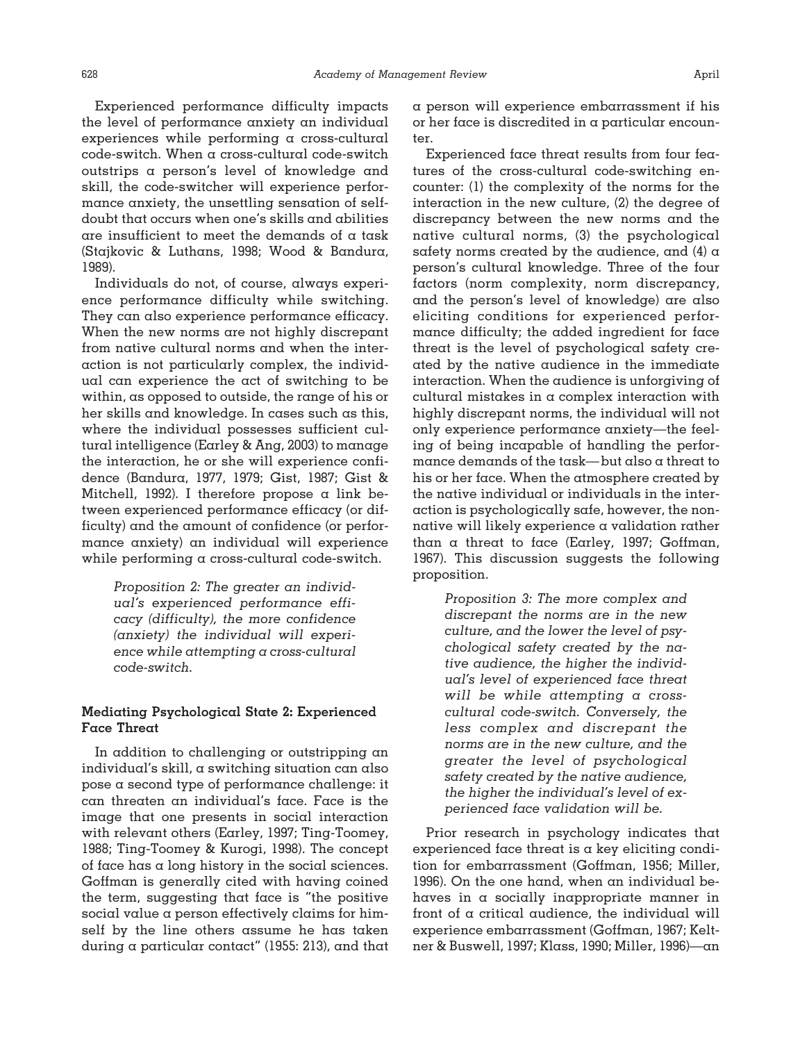Experienced performance difficulty impacts the level of performance anxiety an individual experiences while performing a cross-cultural code-switch. When a cross-cultural code-switch outstrips a person's level of knowledge and skill, the code-switcher will experience performance anxiety, the unsettling sensation of self-doubt that occurs when one's skills and abilities are insufficient to meet the demands of a task (Stajkovic & Luthans, 1998; Wood & Bandura, 1989).

Individuals do not, of course, always experience performance difficulty while switching. They can also experience performance efficacy. When the new norms are not highly discrepant from native cultural norms and when the interaction is not particularly complex, the individual can experience the act of switching to be within, as opposed to outside, the range of his or her skills and knowledge. In cases such as this, where the individual possesses sufficient cultural intelligence (Earley & Ang, 2003) to manage the interaction, he or she will experience confidence (Bandura, 1977, 1979; Gist, 1987; Gist & Mitchell, 1992). I therefore propose a link between experienced performance efficacy (or difficulty) and the amount of confidence (or performance anxiety) an individual will experience while performing a cross-cultural code-switch.

> *Proposition 2: The greater an individual's experienced performance efficacy (difficulty), the more confidence (anxiety) the individual will experience while attempting a cross-cultural code-switch.*

### Mediating Psychological State 2: Experienced Face Threat

In addition to challenging or outstripping an individual's skill, a switching situation can also pose a second type of performance challenge: it can threaten an individual's face. Face is the image that one presents in social interaction with relevant others (Earley, 1997; Ting-Toomey, 1988; Ting-Toomey & Kurogi, 1998). The concept of face has a long history in the social sciences. Goffman is generally cited with having coined the term, suggesting that face is "the positive social value a person effectively claims for himself by the line others assume he has taken during a particular contact" (1955: 213), and that a person will experience embarrassment if his or her face is discredited in a particular encounter.

Experienced face threat results from four features of the cross-cultural code-switching encounter: (1) the complexity of the norms for the interaction in the new culture, (2) the degree of discrepancy between the new norms and the native cultural norms, (3) the psychological safety norms created by the audience, and (4) a person's cultural knowledge. Three of the four factors (norm complexity, norm discrepancy, and the person's level of knowledge) are also eliciting conditions for experienced performance difficulty; the added ingredient for face threat is the level of psychological safety created by the native audience in the immediate interaction. When the audience is unforgiving of cultural mistakes in a complex interaction with highly discrepant norms, the individual will not only experience performance anxiety—the feeling of being incapable of handling the performance demands of the task—but also a threat to his or her face. When the atmosphere created by the native individual or individuals in the interaction is psychologically safe, however, the nonnative will likely experience a validation rather than a threat to face (Earley, 1997; Goffman, 1967). This discussion suggests the following proposition.

> *Proposition 3: The more complex and discrepant the norms are in the new culture, and the lower the level of psychological safety created by the native audience, the higher the individual's level of experienced face threat will be while attempting a cross-cultural code-switch. Conversely, the less complex and discrepant the norms are in the new culture, and the greater the level of psychological safety created by the native audience, the higher the individual's level of experienced face validation will be.*

Prior research in psychology indicates that experienced face threat is a key eliciting condition for embarrassment (Goffman, 1956; Miller, 1996). On the one hand, when an individual behaves in a socially inappropriate manner in front of a critical audience, the individual will experience embarrassment (Goffman, 1967; Keltner & Buswell, 1997; Klass, 1990; Miller, 1996)—an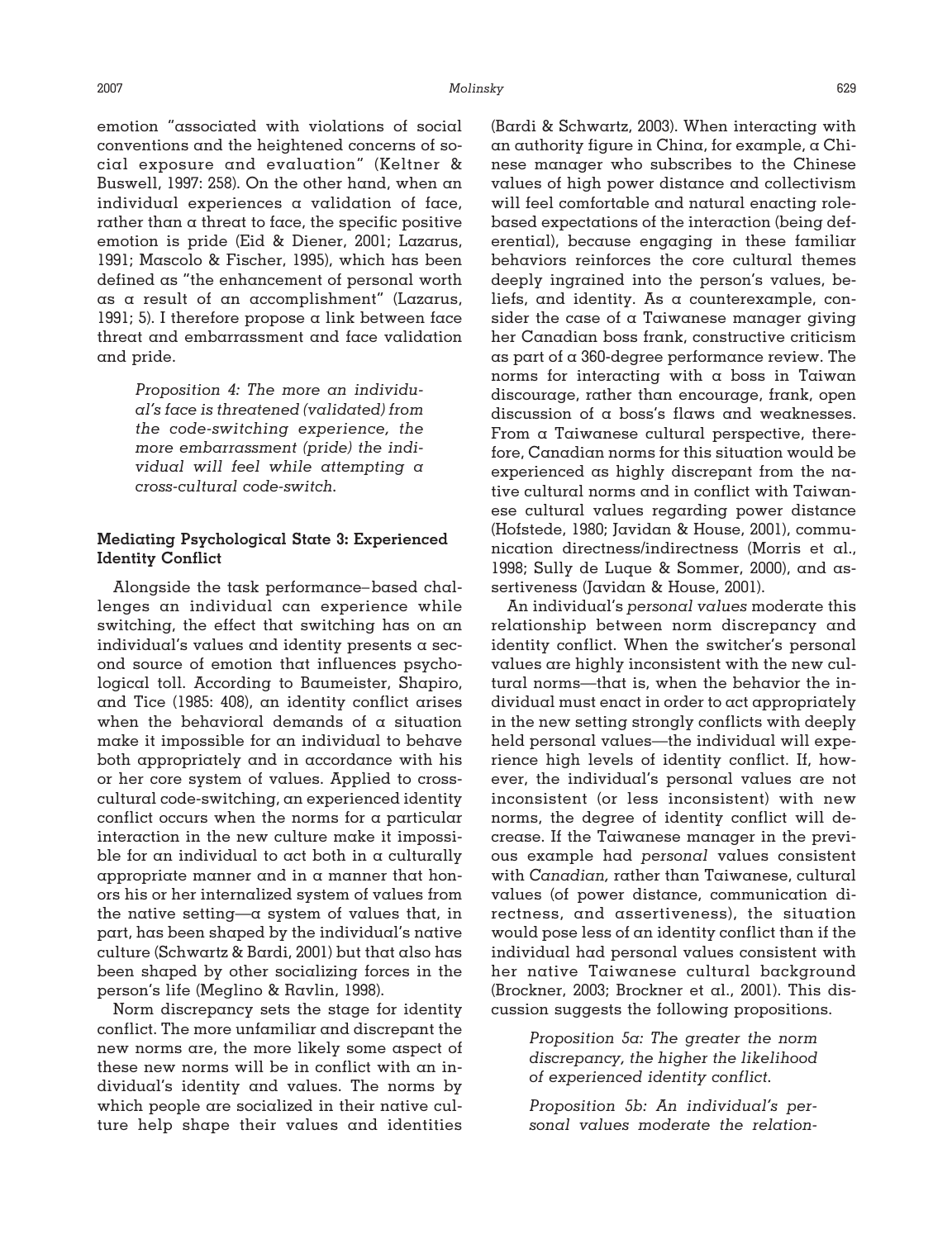emotion "associated with violations of social conventions and the heightened concerns of social exposure and evaluation" (Keltner & Buswell, 1997: 258). On the other hand, when an individual experiences a validation of face, rather than a threat to face, the specific positive emotion is pride (Eid & Diener, 2001; Lazarus, 1991; Mascolo & Fischer, 1995), which has been defined as "the enhancement of personal worth as a result of an accomplishment" (Lazarus, 1991; 5). I therefore propose a link between face threat and embarrassment and face validation and pride.

> *Proposition 4: The more an individual's face is threatened (validated) from the code-switching experience, the more embarrassment (pride) the individual will feel while attempting a cross-cultural code-switch.*

### Mediating Psychological State 3: Experienced Identity Conflict

Alongside the task performance–based challenges an individual can experience while switching, the effect that switching has on an individual's values and identity presents a second source of emotion that influences psychological toll. According to Baumeister, Shapiro, and Tice (1985: 408), an identity conflict arises when the behavioral demands of a situation make it impossible for an individual to behave both appropriately and in accordance with his or her core system of values. Applied to cross-cultural code-switching, an experienced identity conflict occurs when the norms for a particular interaction in the new culture make it impossible for an individual to act both in a culturally appropriate manner and in a manner that honors his or her internalized system of values from the native setting—a system of values that, in part, has been shaped by the individual's native culture (Schwartz & Bardi, 2001) but that also has been shaped by other socializing forces in the person's life (Meglino & Ravlin, 1998).

Norm discrepancy sets the stage for identity conflict. The more unfamiliar and discrepant the new norms are, the more likely some aspect of these new norms will be in conflict with an individual's identity and values. The norms by which people are socialized in their native culture help shape their values and identities (Bardi & Schwartz, 2003). When interacting with an authority figure in China, for example, a Chinese manager who subscribes to the Chinese values of high power distance and collectivism will feel comfortable and natural enacting role-based expectations of the interaction (being deferential), because engaging in these familiar behaviors reinforces the core cultural themes deeply ingrained into the person's values, beliefs, and identity. As a counterexample, consider the case of a Taiwanese manager giving her Canadian boss frank, constructive criticism as part of a 360-degree performance review. The norms for interacting with a boss in Taiwan discourage, rather than encourage, frank, open discussion of a boss's flaws and weaknesses. From a Taiwanese cultural perspective, therefore, Canadian norms for this situation would be experienced as highly discrepant from the native cultural norms and in conflict with Taiwanese cultural values regarding power distance (Hofstede, 1980; Javidan & House, 2001), communication directness/indirectness (Morris et al., 1998; Sully de Luque & Sommer, 2000), and assertiveness (Javidan & House, 2001).

An individual's *personal values* moderate this relationship between norm discrepancy and identity conflict. When the switcher's personal values are highly inconsistent with the new cultural norms—that is, when the behavior the individual must enact in order to act appropriately in the new setting strongly conflicts with deeply held personal values—the individual will experience high levels of identity conflict. If, however, the individual's personal values are not inconsistent (or less inconsistent) with new norms, the degree of identity conflict will decrease. If the Taiwanese manager in the previous example had *personal* values consistent with *Canadian,* rather than Taiwanese, cultural values (of power distance, communication directness, and assertiveness), the situation would pose less of an identity conflict than if the individual had personal values consistent with her native Taiwanese cultural background (Brockner, 2003; Brockner et al., 2001). This discussion suggests the following propositions.

> *Proposition 5a: The greater the norm discrepancy, the higher the likelihood of experienced identity conflict.*

> *Proposition 5b: An individual's personal values moderate the relation-*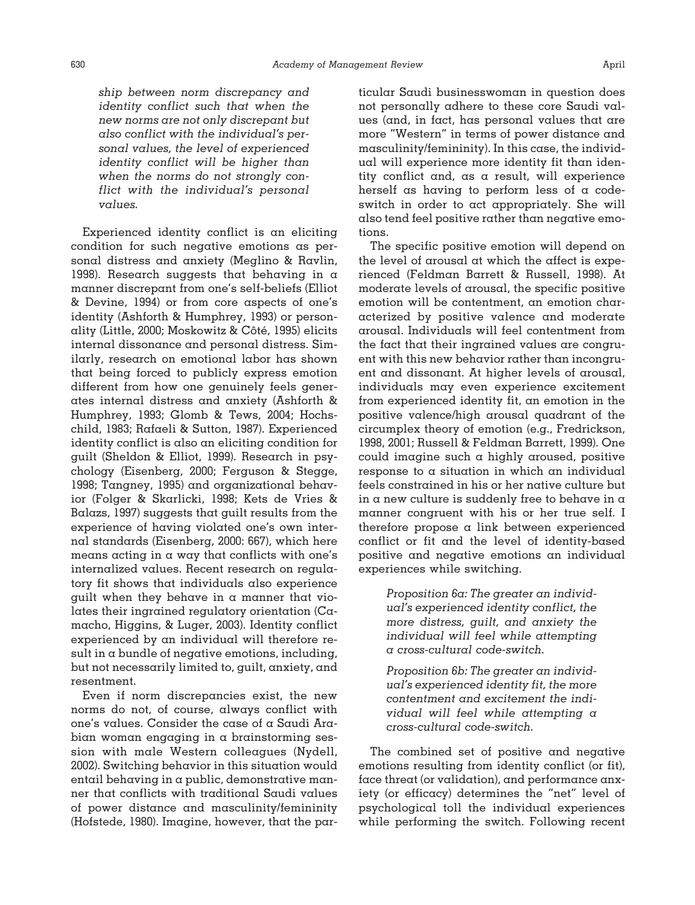*ship between norm discrepancy and identity conflict such that when the new norms are not only discrepant but also conflict with the individual's personal values, the level of experienced identity conflict will be higher than when the norms do not strongly conflict with the individual's personal values.*

Experienced identity conflict is an eliciting condition for such negative emotions as personal distress and anxiety (Meglino & Ravlin, 1998). Research suggests that behaving in a manner discrepant from one's self-beliefs (Elliot & Devine, 1994) or from core aspects of one's identity (Ashforth & Humphrey, 1993) or personality (Little, 2000; Moskowitz & Côté, 1995) elicits internal dissonance and personal distress. Similarly, research on emotional labor has shown that being forced to publicly express emotion different from how one genuinely feels generates internal distress and anxiety (Ashforth & Humphrey, 1993; Glomb & Tews, 2004; Hochschild, 1983; Rafaeli & Sutton, 1987). Experienced identity conflict is also an eliciting condition for guilt (Sheldon & Elliot, 1999). Research in psychology (Eisenberg, 2000; Ferguson & Stegge, 1998; Tangney, 1995) and organizational behavior (Folger & Skarlicki, 1998; Kets de Vries & Balazs, 1997) suggests that guilt results from the experience of having violated one's own internal standards (Eisenberg, 2000: 667), which here means acting in a way that conflicts with one's internalized values. Recent research on regulatory fit shows that individuals also experience guilt when they behave in a manner that violates their ingrained regulatory orientation (Camacho, Higgins, & Luger, 2003). Identity conflict experienced by an individual will therefore result in a bundle of negative emotions, including, but not necessarily limited to, guilt, anxiety, and resentment.

Even if norm discrepancies exist, the new norms do not, of course, always conflict with one's values. Consider the case of a Saudi Arabian woman engaging in a brainstorming session with male Western colleagues (Nydell, 2002). Switching behavior in this situation would entail behaving in a public, demonstrative manner that conflicts with traditional Saudi values of power distance and masculinity/femininity (Hofstede, 1980). Imagine, however, that the particular Saudi businesswoman in question does not personally adhere to these core Saudi values (and, in fact, has personal values that are more "Western" in terms of power distance and masculinity/femininity). In this case, the individual will experience more identity fit than identity conflict and, as a result, will experience herself as having to perform less of a code-switch in order to act appropriately. She will also tend feel positive rather than negative emotions.

The specific positive emotion will depend on the level of arousal at which the affect is experienced (Feldman Barrett & Russell, 1998). At moderate levels of arousal, the specific positive emotion will be contentment, an emotion characterized by positive valence and moderate arousal. Individuals will feel contentment from the fact that their ingrained values are congruent with this new behavior rather than incongruent and dissonant. At higher levels of arousal, individuals may even experience excitement from experienced identity fit, an emotion in the positive valence/high arousal quadrant of the circumplex theory of emotion (e.g., Fredrickson, 1998, 2001; Russell & Feldman Barrett, 1999). One could imagine such a highly aroused, positive response to a situation in which an individual feels constrained in his or her native culture but in a new culture is suddenly free to behave in a manner congruent with his or her true self. I therefore propose a link between experienced conflict or fit and the level of identity-based positive and negative emotions an individual experiences while switching.

> *Proposition 6a: The greater an individual's experienced identity conflict, the more distress, guilt, and anxiety the individual will feel while attempting a cross-cultural code-switch.*

> *Proposition 6b: The greater an individual's experienced identity fit, the more contentment and excitement the individual will feel while attempting a cross-cultural code-switch.*

The combined set of positive and negative emotions resulting from identity conflict (or fit), face threat (or validation), and performance anxiety (or efficacy) determines the "net" level of psychological toll the individual experiences while performing the switch. Following recent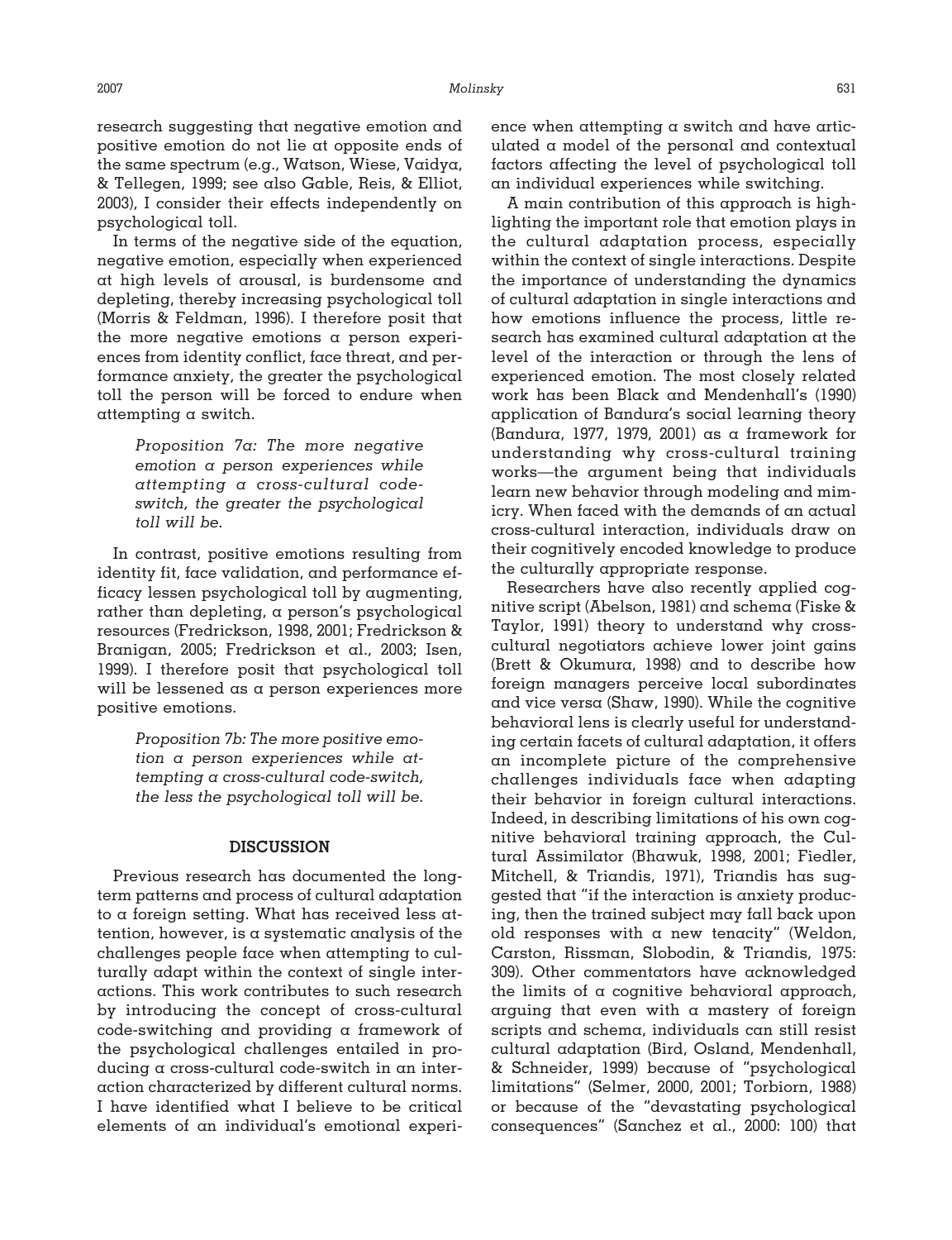research suggesting that negative emotion and positive emotion do not lie at opposite ends of the same spectrum (e.g., Watson, Wiese, Vaidya, & Tellegen, 1999; see also Gable, Reis, & Elliot, 2003), I consider their effects independently on psychological toll.

In terms of the negative side of the equation, negative emotion, especially when experienced at high levels of arousal, is burdensome and depleting, thereby increasing psychological toll (Morris & Feldman, 1996). I therefore posit that the more negative emotions a person experiences from identity conflict, face threat, and performance anxiety, the greater the psychological toll the person will be forced to endure when attempting a switch.

> *Proposition 7a: The more negative emotion a person experiences while attempting a cross-cultural code-switch, the greater the psychological toll will be.*

In contrast, positive emotions resulting from identity fit, face validation, and performance efficacy lessen psychological toll by augmenting, rather than depleting, a person's psychological resources (Fredrickson, 1998, 2001; Fredrickson & Branigan, 2005; Fredrickson et al., 2003; Isen, 1999). I therefore posit that psychological toll will be lessened as a person experiences more positive emotions.

> *Proposition 7b: The more positive emotion a person experiences while attempting a cross-cultural code-switch, the less the psychological toll will be.*

## DISCUSSION

Previous research has documented the long-term patterns and process of cultural adaptation to a foreign setting. What has received less attention, however, is a systematic analysis of the challenges people face when attempting to culturally adapt within the context of single interactions. This work contributes to such research by introducing the concept of cross-cultural code-switching and providing a framework of the psychological challenges entailed in producing a cross-cultural code-switch in an interaction characterized by different cultural norms. I have identified what I believe to be critical elements of an individual's emotional experience when attempting a switch and have articulated a model of the personal and contextual factors affecting the level of psychological toll an individual experiences while switching.

A main contribution of this approach is highlighting the important role that emotion plays in the cultural adaptation process, especially within the context of single interactions. Despite the importance of understanding the dynamics of cultural adaptation in single interactions and how emotions influence the process, little research has examined cultural adaptation at the level of the interaction or through the lens of experienced emotion. The most closely related work has been Black and Mendenhall's (1990) application of Bandura's social learning theory (Bandura, 1977, 1979, 2001) as a framework for understanding why cross-cultural training works—the argument being that individuals learn new behavior through modeling and mimicry. When faced with the demands of an actual cross-cultural interaction, individuals draw on their cognitively encoded knowledge to produce the culturally appropriate response.

Researchers have also recently applied cognitive script (Abelson, 1981) and schema (Fiske & Taylor, 1991) theory to understand why cross-cultural negotiators achieve lower joint gains (Brett & Okumura, 1998) and to describe how foreign managers perceive local subordinates and vice versa (Shaw, 1990). While the cognitive behavioral lens is clearly useful for understanding certain facets of cultural adaptation, it offers an incomplete picture of the comprehensive challenges individuals face when adapting their behavior in foreign cultural interactions. Indeed, in describing limitations of his own cognitive behavioral training approach, the Cultural Assimilator (Bhawuk, 1998, 2001; Fiedler, Mitchell, & Triandis, 1971), Triandis has suggested that "if the interaction is anxiety producing, then the trained subject may fall back upon old responses with a new tenacity" (Weldon, Carston, Rissman, Slobodin, & Triandis, 1975: 309). Other commentators have acknowledged the limits of a cognitive behavioral approach, arguing that even with a mastery of foreign scripts and schema, individuals can still resist cultural adaptation (Bird, Osland, Mendenhall, & Schneider, 1999) because of "psychological limitations" (Selmer, 2000, 2001; Torbiorn, 1988) or because of the "devastating psychological consequences" (Sanchez et al., 2000: 100) that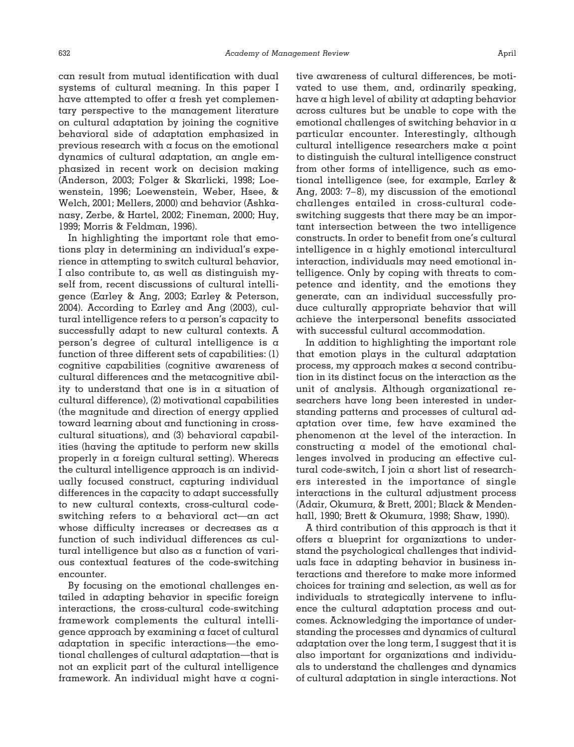can result from mutual identification with dual systems of cultural meaning. In this paper I have attempted to offer a fresh yet complementary perspective to the management literature on cultural adaptation by joining the cognitive behavioral side of adaptation emphasized in previous research with a focus on the emotional dynamics of cultural adaptation, an angle emphasized in recent work on decision making (Anderson, 2003; Folger & Skarlicki, 1998; Loewenstein, 1996; Loewenstein, Weber, Hsee, & Welch, 2001; Mellers, 2000) and behavior (Ashkanasy, Zerbe, & Hartel, 2002; Fineman, 2000; Huy, 1999; Morris & Feldman, 1996).

In highlighting the important role that emotions play in determining an individual's experience in attempting to switch cultural behavior, I also contribute to, as well as distinguish myself from, recent discussions of cultural intelligence (Earley & Ang, 2003; Earley & Peterson, 2004). According to Earley and Ang (2003), cultural intelligence refers to a person's capacity to successfully adapt to new cultural contexts. A person's degree of cultural intelligence is a function of three different sets of capabilities: (1) cognitive capabilities (cognitive awareness of cultural differences and the metacognitive ability to understand that one is in a situation of cultural difference), (2) motivational capabilities (the magnitude and direction of energy applied toward learning about and functioning in cross-cultural situations), and (3) behavioral capabilities (having the aptitude to perform new skills properly in a foreign cultural setting). Whereas the cultural intelligence approach is an individually focused construct, capturing individual differences in the capacity to adapt successfully to new cultural contexts, cross-cultural code-switching refers to a behavioral act—an act whose difficulty increases or decreases as a function of such individual differences as cultural intelligence but also as a function of various contextual features of the code-switching encounter.

By focusing on the emotional challenges entailed in adapting behavior in specific foreign interactions, the cross-cultural code-switching framework complements the cultural intelligence approach by examining a facet of cultural adaptation in specific interactions—the emotional challenges of cultural adaptation—that is not an explicit part of the cultural intelligence framework. An individual might have a cognitive awareness of cultural differences, be motivated to use them, and, ordinarily speaking, have a high level of ability at adapting behavior across cultures but be unable to cope with the emotional challenges of switching behavior in a particular encounter. Interestingly, although cultural intelligence researchers make a point to distinguish the cultural intelligence construct from other forms of intelligence, such as emotional intelligence (see, for example, Earley & Ang, 2003: 7–8), my discussion of the emotional challenges entailed in cross-cultural code-switching suggests that there may be an important intersection between the two intelligence constructs. In order to benefit from one's cultural intelligence in a highly emotional intercultural interaction, individuals may need emotional intelligence. Only by coping with threats to competence and identity, and the emotions they generate, can an individual successfully produce culturally appropriate behavior that will achieve the interpersonal benefits associated with successful cultural accommodation.

In addition to highlighting the important role that emotion plays in the cultural adaptation process, my approach makes a second contribution in its distinct focus on the interaction as the unit of analysis. Although organizational researchers have long been interested in understanding patterns and processes of cultural adaptation over time, few have examined the phenomenon at the level of the interaction. In constructing a model of the emotional challenges involved in producing an effective cultural code-switch, I join a short list of researchers interested in the importance of single interactions in the cultural adjustment process (Adair, Okumura, & Brett, 2001; Black & Mendenhall, 1990; Brett & Okumura, 1998; Shaw, 1990).

A third contribution of this approach is that it offers a blueprint for organizations to understand the psychological challenges that individuals face in adapting behavior in business interactions and therefore to make more informed choices for training and selection, as well as for individuals to strategically intervene to influence the cultural adaptation process and outcomes. Acknowledging the importance of understanding the processes and dynamics of cultural adaptation over the long term, I suggest that it is also important for organizations and individuals to understand the challenges and dynamics of cultural adaptation in single interactions. Not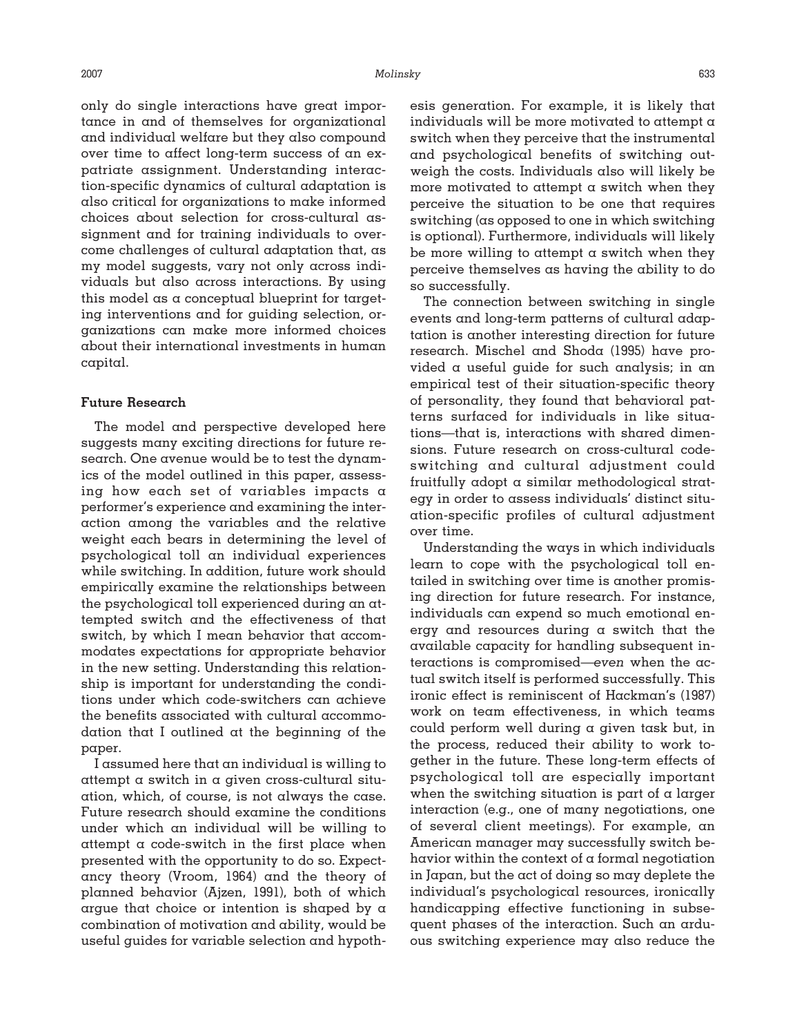only do single interactions have great importance in and of themselves for organizational and individual welfare but they also compound over time to affect long-term success of an expatriate assignment. Understanding interaction-specific dynamics of cultural adaptation is also critical for organizations to make informed choices about selection for cross-cultural assignment and for training individuals to overcome challenges of cultural adaptation that, as my model suggests, vary not only across individuals but also across interactions. By using this model as a conceptual blueprint for targeting interventions and for guiding selection, organizations can make more informed choices about their international investments in human capital.

### Future Research

The model and perspective developed here suggests many exciting directions for future research. One avenue would be to test the dynamics of the model outlined in this paper, assessing how each set of variables impacts a performer's experience and examining the interaction among the variables and the relative weight each bears in determining the level of psychological toll an individual experiences while switching. In addition, future work should empirically examine the relationships between the psychological toll experienced during an attempted switch and the effectiveness of that switch, by which I mean behavior that accommodates expectations for appropriate behavior in the new setting. Understanding this relationship is important for understanding the conditions under which code-switchers can achieve the benefits associated with cultural accommodation that I outlined at the beginning of the paper.

I assumed here that an individual is willing to attempt a switch in a given cross-cultural situation, which, of course, is not always the case. Future research should examine the conditions under which an individual will be willing to attempt a code-switch in the first place when presented with the opportunity to do so. Expectancy theory (Vroom, 1964) and the theory of planned behavior (Ajzen, 1991), both of which argue that choice or intention is shaped by a combination of motivation and ability, would be useful guides for variable selection and hypothesis generation. For example, it is likely that individuals will be more motivated to attempt a switch when they perceive that the instrumental and psychological benefits of switching outweigh the costs. Individuals also will likely be more motivated to attempt a switch when they perceive the situation to be one that requires switching (as opposed to one in which switching is optional). Furthermore, individuals will likely be more willing to attempt a switch when they perceive themselves as having the ability to do so successfully.

The connection between switching in single events and long-term patterns of cultural adaptation is another interesting direction for future research. Mischel and Shoda (1995) have provided a useful guide for such analysis; in an empirical test of their situation-specific theory of personality, they found that behavioral patterns surfaced for individuals in like situations—that is, interactions with shared dimensions. Future research on cross-cultural code-switching and cultural adjustment could fruitfully adopt a similar methodological strategy in order to assess individuals' distinct situation-specific profiles of cultural adjustment over time.

Understanding the ways in which individuals learn to cope with the psychological toll entailed in switching over time is another promising direction for future research. For instance, individuals can expend so much emotional energy and resources during a switch that the available capacity for handling subsequent interactions is compromised—*even* when the actual switch itself is performed successfully. This ironic effect is reminiscent of Hackman's (1987) work on team effectiveness, in which teams could perform well during a given task but, in the process, reduced their ability to work together in the future. These long-term effects of psychological toll are especially important when the switching situation is part of a larger interaction (e.g., one of many negotiations, one of several client meetings). For example, an American manager may successfully switch behavior within the context of a formal negotiation in Japan, but the act of doing so may deplete the individual's psychological resources, ironically handicapping effective functioning in subsequent phases of the interaction. Such an arduous switching experience may also reduce the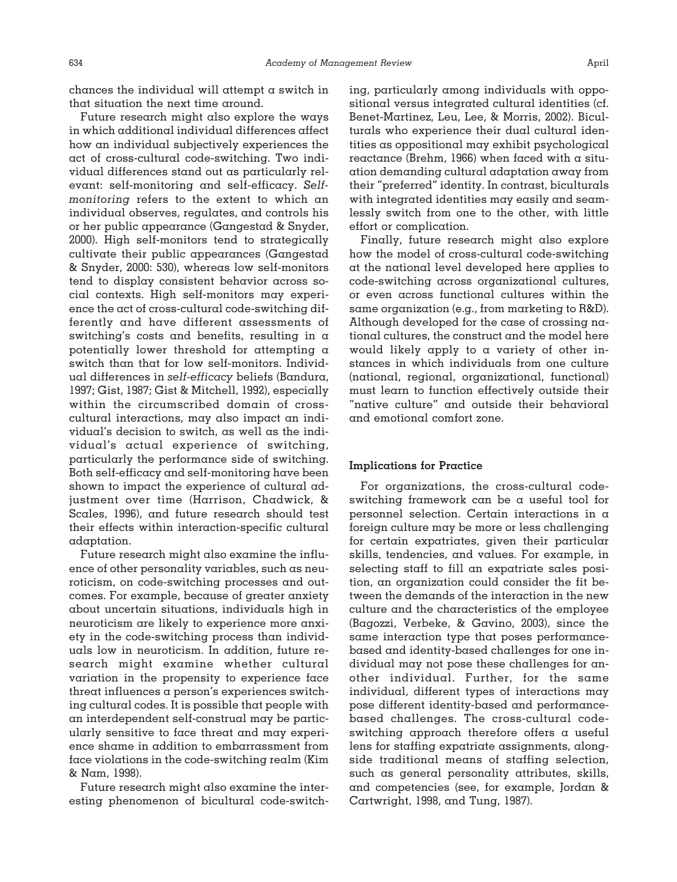chances the individual will attempt a switch in that situation the next time around.

Future research might also explore the ways in which additional individual differences affect how an individual subjectively experiences the act of cross-cultural code-switching. Two individual differences stand out as particularly relevant: self-monitoring and self-efficacy. *Self-monitoring* refers to the extent to which an individual observes, regulates, and controls his or her public appearance (Gangestad & Snyder, 2000). High self-monitors tend to strategically cultivate their public appearances (Gangestad & Snyder, 2000: 530), whereas low self-monitors tend to display consistent behavior across social contexts. High self-monitors may experience the act of cross-cultural code-switching differently and have different assessments of switching's costs and benefits, resulting in a potentially lower threshold for attempting a switch than that for low self-monitors. Individual differences in *self-efficacy* beliefs (Bandura, 1997; Gist, 1987; Gist & Mitchell, 1992), especially within the circumscribed domain of cross-cultural interactions, may also impact an individual's decision to switch, as well as the individual's actual experience of switching, particularly the performance side of switching. Both self-efficacy and self-monitoring have been shown to impact the experience of cultural adjustment over time (Harrison, Chadwick, & Scales, 1996), and future research should test their effects within interaction-specific cultural adaptation.

Future research might also examine the influence of other personality variables, such as neuroticism, on code-switching processes and outcomes. For example, because of greater anxiety about uncertain situations, individuals high in neuroticism are likely to experience more anxiety in the code-switching process than individuals low in neuroticism. In addition, future research might examine whether cultural variation in the propensity to experience face threat influences a person's experiences switching cultural codes. It is possible that people with an interdependent self-construal may be particularly sensitive to face threat and may experience shame in addition to embarrassment from face violations in the code-switching realm (Kim & Nam, 1998).

Future research might also examine the interesting phenomenon of bicultural code-switching, particularly among individuals with oppositional versus integrated cultural identities (cf. Benet-Martinez, Leu, Lee, & Morris, 2002). Biculturals who experience their dual cultural identities as oppositional may exhibit psychological reactance (Brehm, 1966) when faced with a situation demanding cultural adaptation away from their "preferred" identity. In contrast, biculturals with integrated identities may easily and seamlessly switch from one to the other, with little effort or complication.

Finally, future research might also explore how the model of cross-cultural code-switching at the national level developed here applies to code-switching across organizational cultures, or even across functional cultures within the same organization (e.g., from marketing to R&D). Although developed for the case of crossing national cultures, the construct and the model here would likely apply to a variety of other instances in which individuals from one culture (national, regional, organizational, functional) must learn to function effectively outside their "native culture" and outside their behavioral and emotional comfort zone.

### Implications for Practice

For organizations, the cross-cultural code-switching framework can be a useful tool for personnel selection. Certain interactions in a foreign culture may be more or less challenging for certain expatriates, given their particular skills, tendencies, and values. For example, in selecting staff to fill an expatriate sales position, an organization could consider the fit between the demands of the interaction in the new culture and the characteristics of the employee (Bagozzi, Verbeke, & Gavino, 2003), since the same interaction type that poses performance-based and identity-based challenges for one individual may not pose these challenges for another individual. Further, for the same individual, different types of interactions may pose different identity-based and performance-based challenges. The cross-cultural code-switching approach therefore offers a useful lens for staffing expatriate assignments, alongside traditional means of staffing selection, such as general personality attributes, skills, and competencies (see, for example, Jordan & Cartwright, 1998, and Tung, 1987).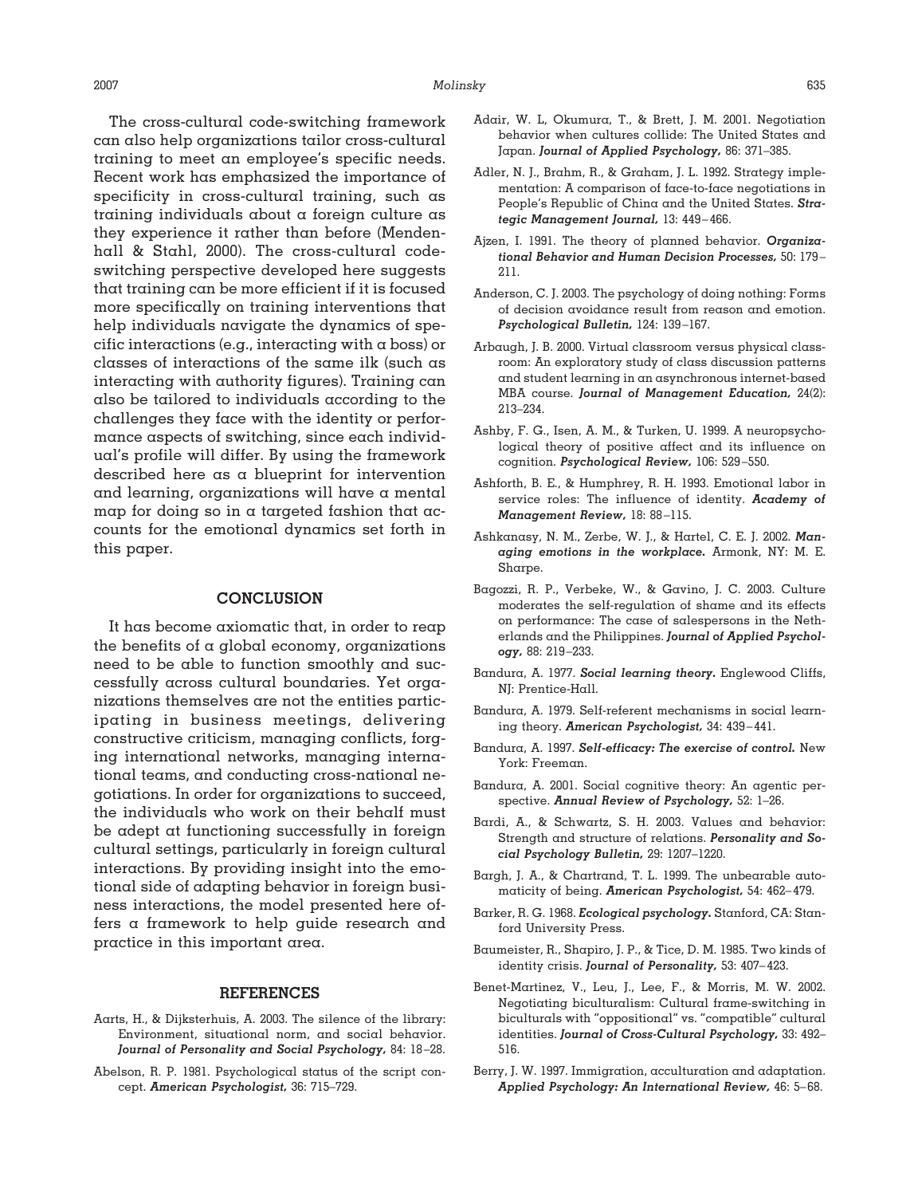The cross-cultural code-switching framework can also help organizations tailor cross-cultural training to meet an employee's specific needs. Recent work has emphasized the importance of specificity in cross-cultural training, such as training individuals about a foreign culture as they experience it rather than before (Mendenhall & Stahl, 2000). The cross-cultural code-switching perspective developed here suggests that training can be more efficient if it is focused more specifically on training interventions that help individuals navigate the dynamics of specific interactions (e.g., interacting with a boss) or classes of interactions of the same ilk (such as interacting with authority figures). Training can also be tailored to individuals according to the challenges they face with the identity or performance aspects of switching, since each individual's profile will differ. By using the framework described here as a blueprint for intervention and learning, organizations will have a mental map for doing so in a targeted fashion that accounts for the emotional dynamics set forth in this paper.

## CONCLUSION

It has become axiomatic that, in order to reap the benefits of a global economy, organizations need to be able to function smoothly and successfully across cultural boundaries. Yet organizations themselves are not the entities participating in business meetings, delivering constructive criticism, managing conflicts, forging international networks, managing international teams, and conducting cross-national negotiations. In order for organizations to succeed, the individuals who work on their behalf must be adept at functioning successfully in foreign cultural settings, particularly in foreign cultural interactions. By providing insight into the emotional side of adapting behavior in foreign business interactions, the model presented here offers a framework to help guide research and practice in this important area.

## REFERENCES

Aarts, H., & Dijksterhuis, A. 2003. The silence of the library: Environment, situational norm, and social behavior. ***Journal of Personality and Social Psychology,*** 84: 18–28.

Abelson, R. P. 1981. Psychological status of the script concept. ***American Psychologist,*** 36: 715–729.

Adair, W. L, Okumura, T., & Brett, J. M. 2001. Negotiation behavior when cultures collide: The United States and Japan. ***Journal of Applied Psychology,*** 86: 371–385.

Adler, N. J., Brahm, R., & Graham, J. L. 1992. Strategy implementation: A comparison of face-to-face negotiations in People's Republic of China and the United States. ***Strategic Management Journal,*** 13: 449–466.

Ajzen, I. 1991. The theory of planned behavior. ***Organizational Behavior and Human Decision Processes,*** 50: 179–211.

Anderson, C. J. 2003. The psychology of doing nothing: Forms of decision avoidance result from reason and emotion. ***Psychological Bulletin,*** 124: 139–167.

Arbaugh, J. B. 2000. Virtual classroom versus physical classroom: An exploratory study of class discussion patterns and student learning in an asynchronous internet-based MBA course. ***Journal of Management Education,*** 24(2): 213–234.

Ashby, F. G., Isen, A. M., & Turken, U. 1999. A neuropsychological theory of positive affect and its influence on cognition. ***Psychological Review,*** 106: 529–550.

Ashforth, B. E., & Humphrey, R. H. 1993. Emotional labor in service roles: The influence of identity. ***Academy of Management Review,*** 18: 88–115.

Ashkanasy, N. M., Zerbe, W. J., & Hartel, C. E. J. 2002. ***Managing emotions in the workplace.*** Armonk, NY: M. E. Sharpe.

Bagozzi, R. P., Verbeke, W., & Gavino, J. C. 2003. Culture moderates the self-regulation of shame and its effects on performance: The case of salespersons in the Netherlands and the Philippines. ***Journal of Applied Psychology,*** 88: 219–233.

Bandura, A. 1977. ***Social learning theory.*** Englewood Cliffs, NJ: Prentice-Hall.

Bandura, A. 1979. Self-referent mechanisms in social learning theory. ***American Psychologist,*** 34: 439–441.

Bandura, A. 1997. ***Self-efficacy: The exercise of control.*** New York: Freeman.

Bandura, A. 2001. Social cognitive theory: An agentic perspective. ***Annual Review of Psychology,*** 52: 1–26.

Bardi, A., & Schwartz, S. H. 2003. Values and behavior: Strength and structure of relations. ***Personality and Social Psychology Bulletin,*** 29: 1207–1220.

Bargh, J. A., & Chartrand, T. L. 1999. The unbearable automaticity of being. ***American Psychologist,*** 54: 462–479.

Barker, R. G. 1968. ***Ecological psychology.*** Stanford, CA: Stanford University Press.

Baumeister, R., Shapiro, J. P., & Tice, D. M. 1985. Two kinds of identity crisis. ***Journal of Personality,*** 53: 407–423.

Benet-Martinez, V., Leu, J., Lee, F., & Morris, M. W. 2002. Negotiating biculturalism: Cultural frame-switching in biculturals with "oppositional" vs. "compatible" cultural identities. ***Journal of Cross-Cultural Psychology,*** 33: 492–516.

Berry, J. W. 1997. Immigration, acculturation and adaptation. ***Applied Psychology: An International Review,*** 46: 5–68.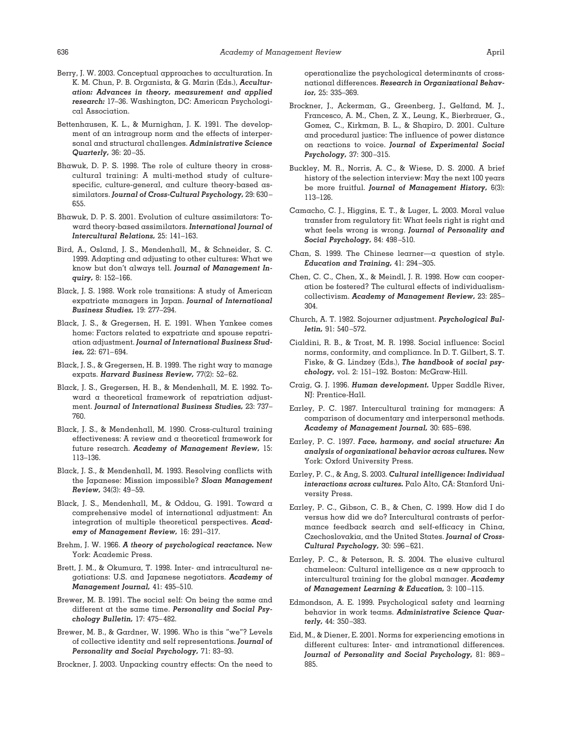Berry, J. W. 2003. Conceptual approaches to acculturation. In K. M. Chun, P. B. Organista, & G. Marin (Eds.), ***Acculturation: Advances in theory, measurement and applied research:*** 17–36. Washington, DC: American Psychological Association.

Bettenhausen, K. L., & Murnighan, J. K. 1991. The development of an intragroup norm and the effects of interpersonal and structural challenges. ***Administrative Science Quarterly,*** 36: 20–35.

Bhawuk, D. P. S. 1998. The role of culture theory in cross-cultural training: A multi-method study of culture-specific, culture-general, and culture theory-based assimilators. ***Journal of Cross-Cultural Psychology,*** 29: 630–655.

Bhawuk, D. P. S. 2001. Evolution of culture assimilators: Toward theory-based assimilators. ***International Journal of Intercultural Relations,*** 25: 141–163.

Bird, A., Osland, J. S., Mendenhall, M., & Schneider, S. C. 1999. Adapting and adjusting to other cultures: What we know but don't always tell. ***Journal of Management Inquiry,*** 8: 152–166.

Black, J. S. 1988. Work role transitions: A study of American expatriate managers in Japan. ***Journal of International Business Studies,*** 19: 277–294.

Black, J. S., & Gregersen, H. E. 1991. When Yankee comes home: Factors related to expatriate and spouse repatriation adjustment. ***Journal of International Business Studies,*** 22: 671–694.

Black, J. S., & Gregersen, H. B. 1999. The right way to manage expats. ***Harvard Business Review,*** 77(2): 52–62.

Black, J. S., Gregersen, H. B., & Mendenhall, M. E. 1992. Toward a theoretical framework of repatriation adjustment. ***Journal of International Business Studies,*** 23: 737–760.

Black, J. S., & Mendenhall, M. 1990. Cross-cultural training effectiveness: A review and a theoretical framework for future research. ***Academy of Management Review,*** 15: 113–136.

Black, J. S., & Mendenhall, M. 1993. Resolving conflicts with the Japanese: Mission impossible? ***Sloan Management Review,*** 34(3): 49–59.

Black, J. S., Mendenhall, M., & Oddou, G. 1991. Toward a comprehensive model of international adjustment: An integration of multiple theoretical perspectives. ***Academy of Management Review,*** 16: 291–317.

Brehm, J. W. 1966. ***A theory of psychological reactance.*** New York: Academic Press.

Brett, J. M., & Okumura, T. 1998. Inter- and intracultural negotiations: U.S. and Japanese negotiators. ***Academy of Management Journal,*** 41: 495–510.

Brewer, M. B. 1991. The social self: On being the same and different at the same time. ***Personality and Social Psychology Bulletin,*** 17: 475–482.

Brewer, M. B., & Gardner, W. 1996. Who is this "we"? Levels of collective identity and self representations. ***Journal of Personality and Social Psychology,*** 71: 83–93.

Brockner, J. 2003. Unpacking country effects: On the need to operationalize the psychological determinants of cross-national differences. ***Research in Organizational Behavior,*** 25: 335–369.

Brockner, J., Ackerman, G., Greenberg, J., Gelfand, M. J., Francesco, A. M., Chen, Z. X., Leung, K., Bierbrauer, G., Gomez, C., Kirkman, B. L., & Shapiro, D. 2001. Culture and procedural justice: The influence of power distance on reactions to voice. ***Journal of Experimental Social Psychology,*** 37: 300–315.

Buckley, M. R., Norris, A. C., & Wiese, D. S. 2000. A brief history of the selection interview: May the next 100 years be more fruitful. ***Journal of Management History,*** 6(3): 113–126.

Camacho, C. J., Higgins, E. T., & Luger, L. 2003. Moral value transfer from regulatory fit: What feels right is right and what feels wrong is wrong. ***Journal of Personality and Social Psychology,*** 84: 498–510.

Chan, S. 1999. The Chinese learner—a question of style. ***Education and Training,*** 41: 294–305.

Chen, C. C., Chen, X., & Meindl, J. R. 1998. How can cooperation be fostered? The cultural effects of individualism-collectivism. ***Academy of Management Review,*** 23: 285–304.

Church, A. T. 1982. Sojourner adjustment. ***Psychological Bulletin,*** 91: 540–572.

Cialdini, R. B., & Trost, M. R. 1998. Social influence: Social norms, conformity, and compliance. In D. T. Gilbert, S. T. Fiske, & G. Lindzey (Eds.), ***The handbook of social psychology,*** vol. 2: 151–192. Boston: McGraw-Hill.

Craig, G. J. 1996. ***Human development.*** Upper Saddle River, NJ: Prentice-Hall.

Earley, P. C. 1987. Intercultural training for managers: A comparison of documentary and interpersonal methods. ***Academy of Management Journal,*** 30: 685–698.

Earley, P. C. 1997. ***Face, harmony, and social structure: An analysis of organizational behavior across cultures.*** New York: Oxford University Press.

Earley, P. C., & Ang, S. 2003. ***Cultural intelligence: Individual interactions across cultures.*** Palo Alto, CA: Stanford University Press.

Earley, P. C., Gibson, C. B., & Chen, C. 1999. How did I do versus how did we do? Intercultural contrasts of performance feedback search and self-efficacy in China, Czechoslovakia, and the United States. ***Journal of Cross-Cultural Psychology,*** 30: 596–621.

Earley, P. C., & Peterson, R. S. 2004. The elusive cultural chameleon: Cultural intelligence as a new approach to intercultural training for the global manager. ***Academy of Management Learning & Education,*** 3: 100–115.

Edmondson, A. E. 1999. Psychological safety and learning behavior in work teams. ***Administrative Science Quarterly,*** 44: 350–383.

Eid, M., & Diener, E. 2001. Norms for experiencing emotions in different cultures: Inter- and intranational differences. ***Journal of Personality and Social Psychology,*** 81: 869–885.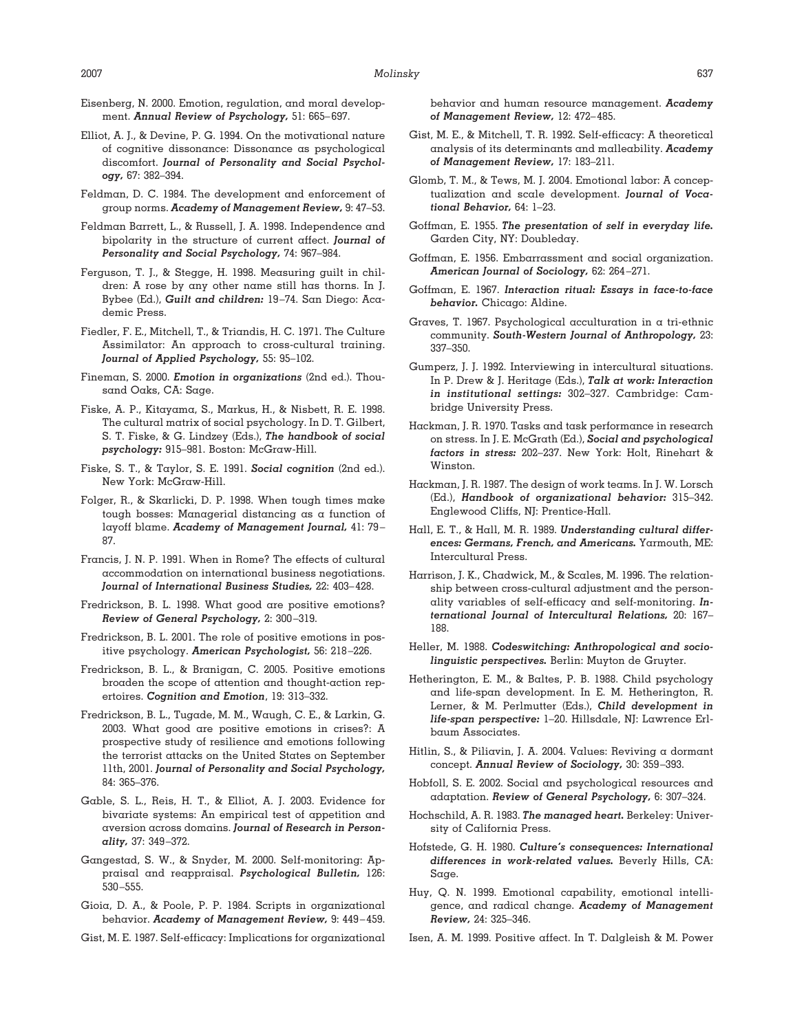Eisenberg, N. 2000. Emotion, regulation, and moral development. ***Annual Review of Psychology,*** 51: 665–697.

Elliot, A. J., & Devine, P. G. 1994. On the motivational nature of cognitive dissonance: Dissonance as psychological discomfort. ***Journal of Personality and Social Psychology,*** 67: 382–394.

Feldman, D. C. 1984. The development and enforcement of group norms. ***Academy of Management Review,*** 9: 47–53.

Feldman Barrett, L., & Russell, J. A. 1998. Independence and bipolarity in the structure of current affect. ***Journal of Personality and Social Psychology,*** 74: 967–984.

Ferguson, T. J., & Stegge, H. 1998. Measuring guilt in children: A rose by any other name still has thorns. In J. Bybee (Ed.), ***Guilt and children:*** 19–74. San Diego: Academic Press.

Fiedler, F. E., Mitchell, T., & Triandis, H. C. 1971. The Culture Assimilator: An approach to cross-cultural training. ***Journal of Applied Psychology,*** 55: 95–102.

Fineman, S. 2000. ***Emotion in organizations*** (2nd ed.). Thousand Oaks, CA: Sage.

Fiske, A. P., Kitayama, S., Markus, H., & Nisbett, R. E. 1998. The cultural matrix of social psychology. In D. T. Gilbert, S. T. Fiske, & G. Lindzey (Eds.), ***The handbook of social psychology:*** 915–981. Boston: McGraw-Hill.

Fiske, S. T., & Taylor, S. E. 1991. ***Social cognition*** (2nd ed.). New York: McGraw-Hill.

Folger, R., & Skarlicki, D. P. 1998. When tough times make tough bosses: Managerial distancing as a function of layoff blame. ***Academy of Management Journal,*** 41: 79–87.

Francis, J. N. P. 1991. When in Rome? The effects of cultural accommodation on international business negotiations. ***Journal of International Business Studies,*** 22: 403–428.

Fredrickson, B. L. 1998. What good are positive emotions? ***Review of General Psychology,*** 2: 300–319.

Fredrickson, B. L. 2001. The role of positive emotions in positive psychology. ***American Psychologist,*** 56: 218–226.

Fredrickson, B. L., & Branigan, C. 2005. Positive emotions broaden the scope of attention and thought-action repertoires. ***Cognition and Emotion***, 19: 313–332.

Fredrickson, B. L., Tugade, M. M., Waugh, C. E., & Larkin, G. 2003. What good are positive emotions in crises?: A prospective study of resilience and emotions following the terrorist attacks on the United States on September 11th, 2001. ***Journal of Personality and Social Psychology,*** 84: 365–376.

Gable, S. L., Reis, H. T., & Elliot, A. J. 2003. Evidence for bivariate systems: An empirical test of appetition and aversion across domains. ***Journal of Research in Personality,*** 37: 349–372.

Gangestad, S. W., & Snyder, M. 2000. Self-monitoring: Appraisal and reappraisal. ***Psychological Bulletin,*** 126: 530–555.

Gioia, D. A., & Poole, P. P. 1984. Scripts in organizational behavior. ***Academy of Management Review,*** 9: 449–459.

Gist, M. E. 1987. Self-efficacy: Implications for organizational behavior and human resource management. ***Academy of Management Review,*** 12: 472–485.

Gist, M. E., & Mitchell, T. R. 1992. Self-efficacy: A theoretical analysis of its determinants and malleability. ***Academy of Management Review,*** 17: 183–211.

Glomb, T. M., & Tews, M. J. 2004. Emotional labor: A conceptualization and scale development. ***Journal of Vocational Behavior,*** 64: 1–23.

Goffman, E. 1955. ***The presentation of self in everyday life.*** Garden City, NY: Doubleday.

Goffman, E. 1956. Embarrassment and social organization. ***American Journal of Sociology,*** 62: 264–271.

Goffman, E. 1967. ***Interaction ritual: Essays in face-to-face behavior.*** Chicago: Aldine.

Graves, T. 1967. Psychological acculturation in a tri-ethnic community. ***South-Western Journal of Anthropology,*** 23: 337–350.

Gumperz, J. J. 1992. Interviewing in intercultural situations. In P. Drew & J. Heritage (Eds.), ***Talk at work: Interaction in institutional settings:*** 302–327. Cambridge: Cambridge University Press.

Hackman, J. R. 1970. Tasks and task performance in research on stress. In J. E. McGrath (Ed.), ***Social and psychological factors in stress:*** 202–237. New York: Holt, Rinehart & Winston.

Hackman, J. R. 1987. The design of work teams. In J. W. Lorsch (Ed.), ***Handbook of organizational behavior:*** 315–342. Englewood Cliffs, NJ: Prentice-Hall.

Hall, E. T., & Hall, M. R. 1989. ***Understanding cultural differences: Germans, French, and Americans.*** Yarmouth, ME: Intercultural Press.

Harrison, J. K., Chadwick, M., & Scales, M. 1996. The relationship between cross-cultural adjustment and the personality variables of self-efficacy and self-monitoring. ***International Journal of Intercultural Relations,*** 20: 167–188.

Heller, M. 1988. ***Codeswitching: Anthropological and sociolinguistic perspectives.*** Berlin: Muyton de Gruyter.

Hetherington, E. M., & Baltes, P. B. 1988. Child psychology and life-span development. In E. M. Hetherington, R. Lerner, & M. Perlmutter (Eds.), ***Child development in life-span perspective:*** 1–20. Hillsdale, NJ: Lawrence Erlbaum Associates.

Hitlin, S., & Piliavin, J. A. 2004. Values: Reviving a dormant concept. ***Annual Review of Sociology,*** 30: 359–393.

Hobfoll, S. E. 2002. Social and psychological resources and adaptation. ***Review of General Psychology,*** 6: 307–324.

Hochschild, A. R. 1983. ***The managed heart.*** Berkeley: University of California Press.

Hofstede, G. H. 1980. ***Culture's consequences: International differences in work-related values.*** Beverly Hills, CA: Sage.

Huy, Q. N. 1999. Emotional capability, emotional intelligence, and radical change. ***Academy of Management Review,*** 24: 325–346.

Isen, A. M. 1999. Positive affect. In T. Dalgleish & M. Power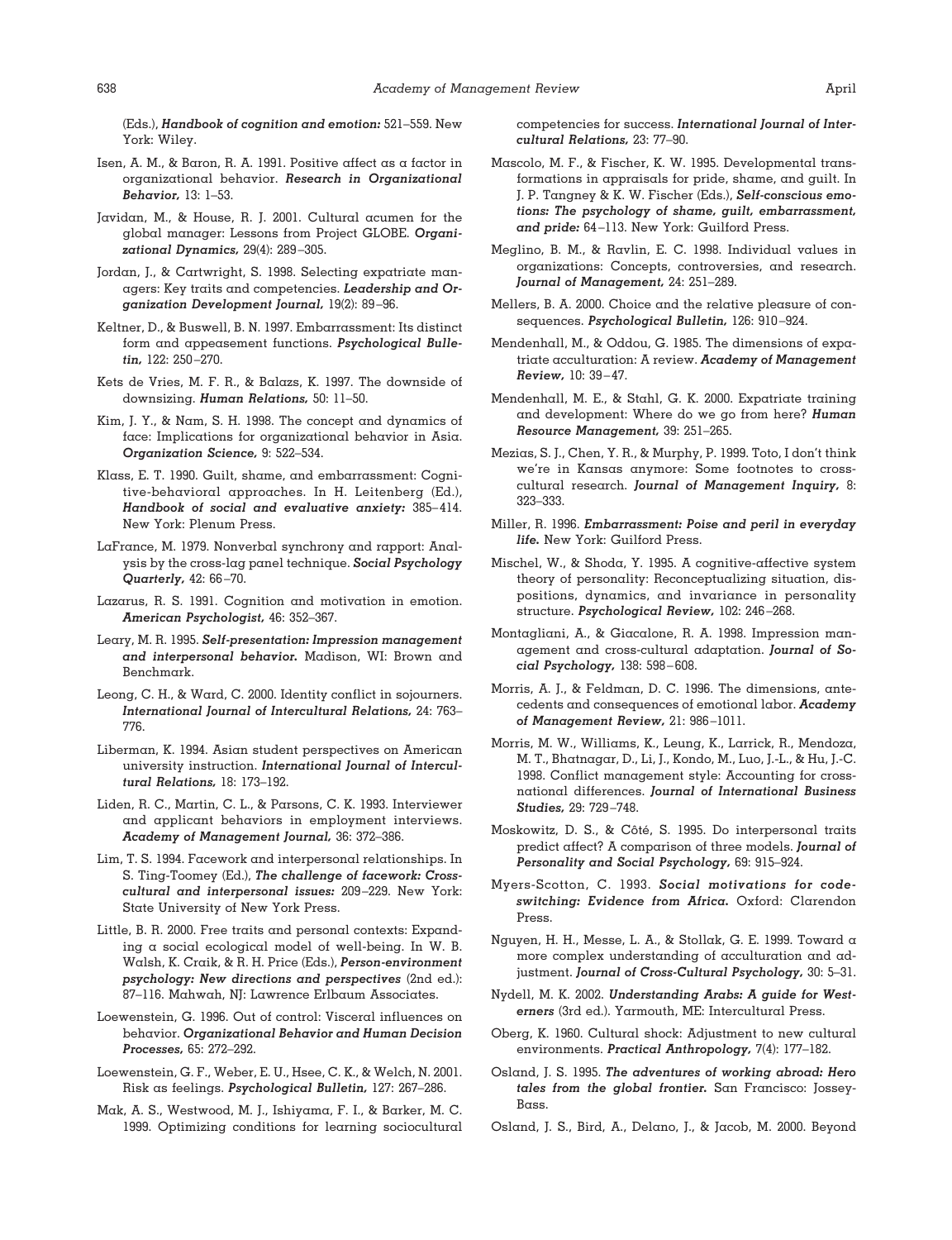(Eds.), ***Handbook of cognition and emotion:*** 521–559. New York: Wiley.

Isen, A. M., & Baron, R. A. 1991. Positive affect as a factor in organizational behavior. ***Research in Organizational Behavior,*** 13: 1–53.

Javidan, M., & House, R. J. 2001. Cultural acumen for the global manager: Lessons from Project GLOBE. ***Organizational Dynamics,*** 29(4): 289–305.

Jordan, J., & Cartwright, S. 1998. Selecting expatriate managers: Key traits and competencies. ***Leadership and Organization Development Journal,*** 19(2): 89–96.

Keltner, D., & Buswell, B. N. 1997. Embarrassment: Its distinct form and appeasement functions. ***Psychological Bulletin,*** 122: 250–270.

Kets de Vries, M. F. R., & Balazs, K. 1997. The downside of downsizing. ***Human Relations,*** 50: 11–50.

Kim, J. Y., & Nam, S. H. 1998. The concept and dynamics of face: Implications for organizational behavior in Asia. ***Organization Science,*** 9: 522–534.

Klass, E. T. 1990. Guilt, shame, and embarrassment: Cognitive-behavioral approaches. In H. Leitenberg (Ed.), ***Handbook of social and evaluative anxiety:*** 385–414. New York: Plenum Press.

LaFrance, M. 1979. Nonverbal synchrony and rapport: Analysis by the cross-lag panel technique. ***Social Psychology Quarterly,*** 42: 66–70.

Lazarus, R. S. 1991. Cognition and motivation in emotion. ***American Psychologist,*** 46: 352–367.

Leary, M. R. 1995. ***Self-presentation: Impression management and interpersonal behavior.*** Madison, WI: Brown and Benchmark.

Leong, C. H., & Ward, C. 2000. Identity conflict in sojourners. ***International Journal of Intercultural Relations,*** 24: 763–776.

Liberman, K. 1994. Asian student perspectives on American university instruction. ***International Journal of Intercultural Relations,*** 18: 173–192.

Liden, R. C., Martin, C. L., & Parsons, C. K. 1993. Interviewer and applicant behaviors in employment interviews. ***Academy of Management Journal,*** 36: 372–386.

Lim, T. S. 1994. Facework and interpersonal relationships. In S. Ting-Toomey (Ed.), ***The challenge of facework: Cross-cultural and interpersonal issues:*** 209–229. New York: State University of New York Press.

Little, B. R. 2000. Free traits and personal contexts: Expanding a social ecological model of well-being. In W. B. Walsh, K. Craik, & R. H. Price (Eds.), ***Person-environment psychology: New directions and perspectives*** (2nd ed.): 87–116. Mahwah, NJ: Lawrence Erlbaum Associates.

Loewenstein, G. 1996. Out of control: Visceral influences on behavior. ***Organizational Behavior and Human Decision Processes,*** 65: 272–292.

Loewenstein, G. F., Weber, E. U., Hsee, C. K., & Welch, N. 2001. Risk as feelings. ***Psychological Bulletin,*** 127: 267–286.

Mak, A. S., Westwood, M. J., Ishiyama, F. I., & Barker, M. C. 1999. Optimizing conditions for learning sociocultural competencies for success. ***International Journal of Intercultural Relations,*** 23: 77–90.

Mascolo, M. F., & Fischer, K. W. 1995. Developmental transformations in appraisals for pride, shame, and guilt. In J. P. Tangney & K. W. Fischer (Eds.), ***Self-conscious emotions: The psychology of shame, guilt, embarrassment, and pride:*** 64–113. New York: Guilford Press.

Meglino, B. M., & Ravlin, E. C. 1998. Individual values in organizations: Concepts, controversies, and research. ***Journal of Management,*** 24: 251–289.

Mellers, B. A. 2000. Choice and the relative pleasure of consequences. ***Psychological Bulletin,*** 126: 910–924.

Mendenhall, M., & Oddou, G. 1985. The dimensions of expatriate acculturation: A review. ***Academy of Management Review,*** 10: 39–47.

Mendenhall, M. E., & Stahl, G. K. 2000. Expatriate training and development: Where do we go from here? ***Human Resource Management,*** 39: 251–265.

Mezias, S. J., Chen, Y. R., & Murphy, P. 1999. Toto, I don't think we're in Kansas anymore: Some footnotes to cross-cultural research. ***Journal of Management Inquiry,*** 8: 323–333.

Miller, R. 1996. ***Embarrassment: Poise and peril in everyday life.*** New York: Guilford Press.

Mischel, W., & Shoda, Y. 1995. A cognitive-affective system theory of personality: Reconceptualizing situation, dispositions, dynamics, and invariance in personality structure. ***Psychological Review,*** 102: 246–268.

Montagliani, A., & Giacalone, R. A. 1998. Impression management and cross-cultural adaptation. ***Journal of Social Psychology,*** 138: 598–608.

Morris, A. J., & Feldman, D. C. 1996. The dimensions, antecedents and consequences of emotional labor. ***Academy of Management Review,*** 21: 986–1011.

Morris, M. W., Williams, K., Leung, K., Larrick, R., Mendoza, M. T., Bhatnagar, D., Li, J., Kondo, M., Luo, J.-L., & Hu, J.-C. 1998. Conflict management style: Accounting for cross-national differences. ***Journal of International Business Studies,*** 29: 729–748.

Moskowitz, D. S., & Côté, S. 1995. Do interpersonal traits predict affect? A comparison of three models. ***Journal of Personality and Social Psychology,*** 69: 915–924.

Myers-Scotton, C. 1993. ***Social motivations for code-switching: Evidence from Africa.*** Oxford: Clarendon Press.

Nguyen, H. H., Messe, L. A., & Stollak, G. E. 1999. Toward a more complex understanding of acculturation and adjustment. ***Journal of Cross-Cultural Psychology,*** 30: 5–31.

Nydell, M. K. 2002. ***Understanding Arabs: A guide for Westerners*** (3rd ed.). Yarmouth, ME: Intercultural Press.

Oberg, K. 1960. Cultural shock: Adjustment to new cultural environments. ***Practical Anthropology,*** 7(4): 177–182.

Osland, J. S. 1995. ***The adventures of working abroad: Hero tales from the global frontier.*** San Francisco: Jossey-Bass.

Osland, J. S., Bird, A., Delano, J., & Jacob, M. 2000. Beyond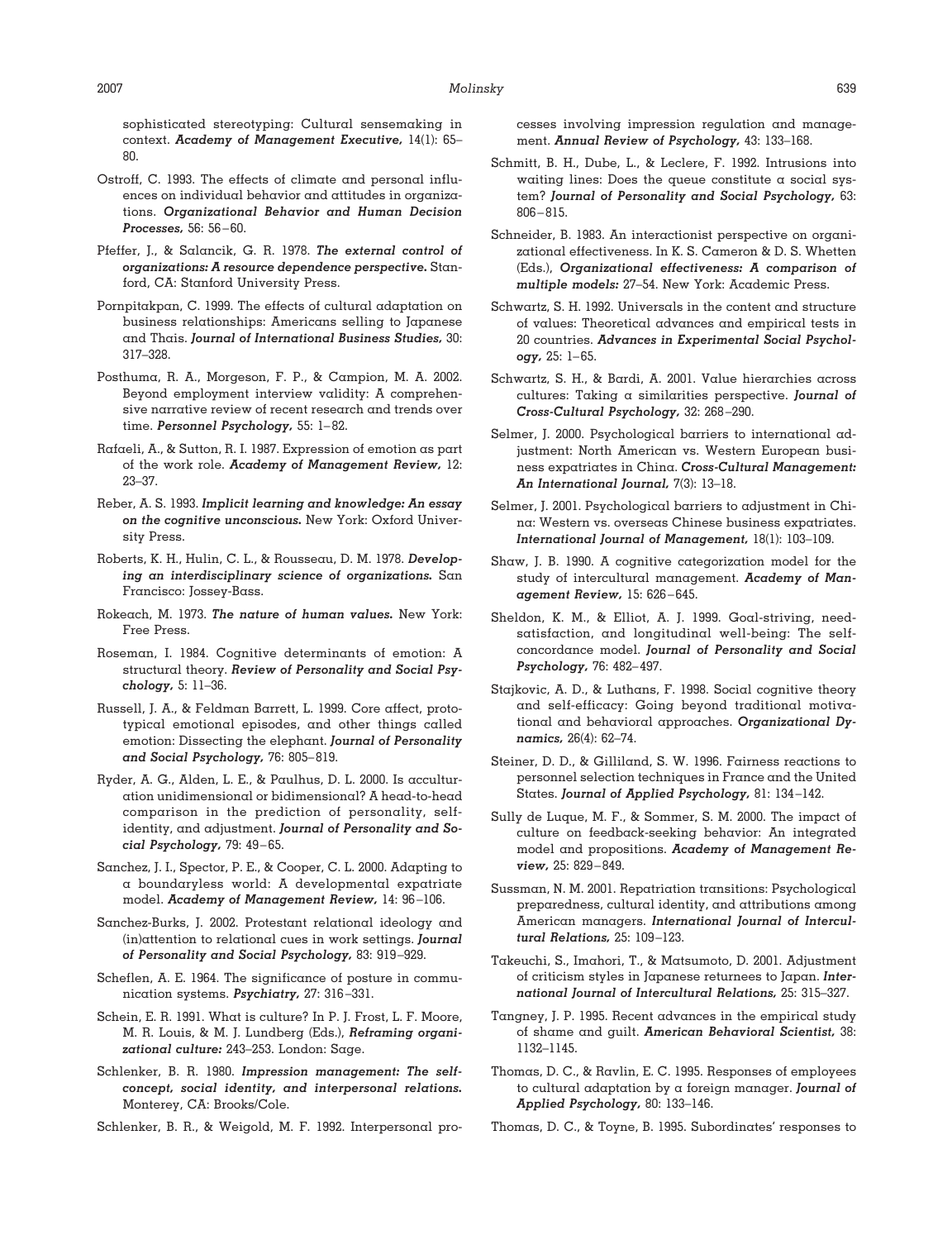sophisticated stereotyping: Cultural sensemaking in context. ***Academy of Management Executive,*** 14(1): 65–80.

Ostroff, C. 1993. The effects of climate and personal influences on individual behavior and attitudes in organizations. ***Organizational Behavior and Human Decision Processes,*** 56: 56–60.

Pfeffer, J., & Salancik, G. R. 1978. ***The external control of organizations: A resource dependence perspective.*** Stanford, CA: Stanford University Press.

Pornpitakpan, C. 1999. The effects of cultural adaptation on business relationships: Americans selling to Japanese and Thais. ***Journal of International Business Studies,*** 30: 317–328.

Posthuma, R. A., Morgeson, F. P., & Campion, M. A. 2002. Beyond employment interview validity: A comprehensive narrative review of recent research and trends over time. ***Personnel Psychology,*** 55: 1–82.

Rafaeli, A., & Sutton, R. I. 1987. Expression of emotion as part of the work role. ***Academy of Management Review,*** 12: 23–37.

Reber, A. S. 1993. ***Implicit learning and knowledge: An essay on the cognitive unconscious.*** New York: Oxford University Press.

Roberts, K. H., Hulin, C. L., & Rousseau, D. M. 1978. ***Developing an interdisciplinary science of organizations.*** San Francisco: Jossey-Bass.

Rokeach, M. 1973. ***The nature of human values.*** New York: Free Press.

Roseman, I. 1984. Cognitive determinants of emotion: A structural theory. ***Review of Personality and Social Psychology,*** 5: 11–36.

Russell, J. A., & Feldman Barrett, L. 1999. Core affect, prototypical emotional episodes, and other things called emotion: Dissecting the elephant. ***Journal of Personality and Social Psychology,*** 76: 805–819.

Ryder, A. G., Alden, L. E., & Paulhus, D. L. 2000. Is acculturation unidimensional or bidimensional? A head-to-head comparison in the prediction of personality, self-identity, and adjustment. ***Journal of Personality and Social Psychology,*** 79: 49–65.

Sanchez, J. I., Spector, P. E., & Cooper, C. L. 2000. Adapting to a boundaryless world: A developmental expatriate model. ***Academy of Management Review,*** 14: 96–106.

Sanchez-Burks, J. 2002. Protestant relational ideology and (in)attention to relational cues in work settings. ***Journal of Personality and Social Psychology,*** 83: 919–929.

Scheflen, A. E. 1964. The significance of posture in communication systems. ***Psychiatry,*** 27: 316–331.

Schein, E. R. 1991. What is culture? In P. J. Frost, L. F. Moore, M. R. Louis, & M. J. Lundberg (Eds.), ***Reframing organizational culture:*** 243–253. London: Sage.

Schlenker, B. R. 1980. ***Impression management: The self-concept, social identity, and interpersonal relations.*** Monterey, CA: Brooks/Cole.

Schlenker, B. R., & Weigold, M. F. 1992. Interpersonal processes involving impression regulation and management. ***Annual Review of Psychology,*** 43: 133–168.

Schmitt, B. H., Dube, L., & Leclere, F. 1992. Intrusions into waiting lines: Does the queue constitute a social system? ***Journal of Personality and Social Psychology,*** 63: 806–815.

Schneider, B. 1983. An interactionist perspective on organizational effectiveness. In K. S. Cameron & D. S. Whetten (Eds.), ***Organizational effectiveness: A comparison of multiple models:*** 27–54. New York: Academic Press.

Schwartz, S. H. 1992. Universals in the content and structure of values: Theoretical advances and empirical tests in 20 countries. ***Advances in Experimental Social Psychology,*** 25: 1–65.

Schwartz, S. H., & Bardi, A. 2001. Value hierarchies across cultures: Taking a similarities perspective. ***Journal of Cross-Cultural Psychology,*** 32: 268–290.

Selmer, J. 2000. Psychological barriers to international adjustment: North American vs. Western European business expatriates in China. ***Cross-Cultural Management: An International Journal,*** 7(3): 13–18.

Selmer, J. 2001. Psychological barriers to adjustment in China: Western vs. overseas Chinese business expatriates. ***International Journal of Management,*** 18(1): 103–109.

Shaw, J. B. 1990. A cognitive categorization model for the study of intercultural management. ***Academy of Management Review,*** 15: 626–645.

Sheldon, K. M., & Elliot, A. J. 1999. Goal-striving, need-satisfaction, and longitudinal well-being: The self-concordance model. ***Journal of Personality and Social Psychology,*** 76: 482–497.

Stajkovic, A. D., & Luthans, F. 1998. Social cognitive theory and self-efficacy: Going beyond traditional motivational and behavioral approaches. ***Organizational Dynamics,*** 26(4): 62–74.

Steiner, D. D., & Gilliland, S. W. 1996. Fairness reactions to personnel selection techniques in France and the United States. ***Journal of Applied Psychology,*** 81: 134–142.

Sully de Luque, M. F., & Sommer, S. M. 2000. The impact of culture on feedback-seeking behavior: An integrated model and propositions. ***Academy of Management Review,*** 25: 829–849.

Sussman, N. M. 2001. Repatriation transitions: Psychological preparedness, cultural identity, and attributions among American managers. ***International Journal of Intercultural Relations,*** 25: 109–123.

Takeuchi, S., Imahori, T., & Matsumoto, D. 2001. Adjustment of criticism styles in Japanese returnees to Japan. ***International Journal of Intercultural Relations,*** 25: 315–327.

Tangney, J. P. 1995. Recent advances in the empirical study of shame and guilt. ***American Behavioral Scientist,*** 38: 1132–1145.

Thomas, D. C., & Ravlin, E. C. 1995. Responses of employees to cultural adaptation by a foreign manager. ***Journal of Applied Psychology,*** 80: 133–146.

Thomas, D. C., & Toyne, B. 1995. Subordinates' responses to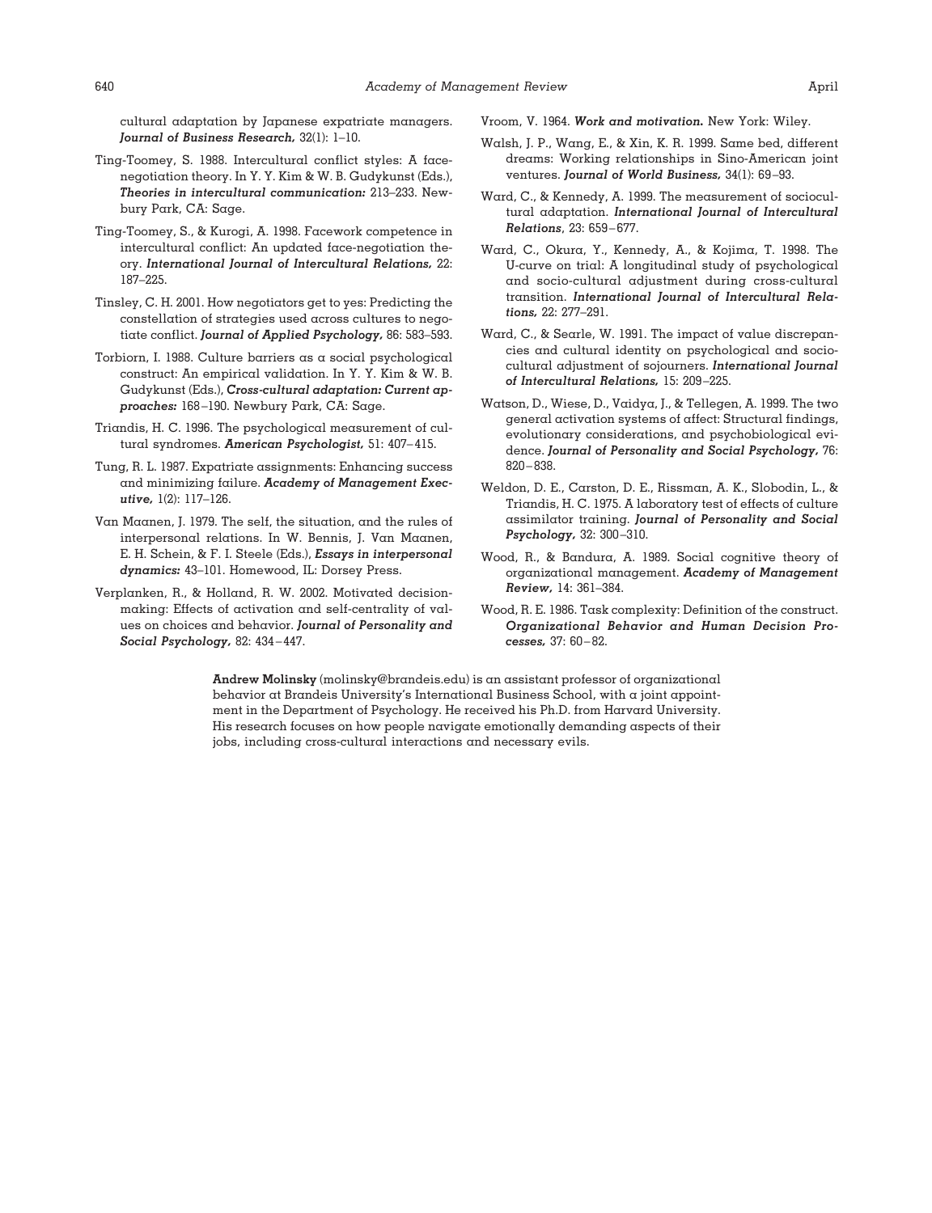cultural adaptation by Japanese expatriate managers. ***Journal of Business Research,*** 32(1): 1–10.

Ting-Toomey, S. 1988. Intercultural conflict styles: A face-negotiation theory. In Y. Y. Kim & W. B. Gudykunst (Eds.), ***Theories in intercultural communication:*** 213–233. Newbury Park, CA: Sage.

Ting-Toomey, S., & Kurogi, A. 1998. Facework competence in intercultural conflict: An updated face-negotiation theory. ***International Journal of Intercultural Relations,*** 22: 187–225.

Tinsley, C. H. 2001. How negotiators get to yes: Predicting the constellation of strategies used across cultures to negotiate conflict. ***Journal of Applied Psychology,*** 86: 583–593.

Torbiorn, I. 1988. Culture barriers as a social psychological construct: An empirical validation. In Y. Y. Kim & W. B. Gudykunst (Eds.), ***Cross-cultural adaptation: Current approaches:*** 168–190. Newbury Park, CA: Sage.

Triandis, H. C. 1996. The psychological measurement of cultural syndromes. ***American Psychologist,*** 51: 407–415.

Tung, R. L. 1987. Expatriate assignments: Enhancing success and minimizing failure. ***Academy of Management Executive,*** 1(2): 117–126.

Van Maanen, J. 1979. The self, the situation, and the rules of interpersonal relations. In W. Bennis, J. Van Maanen, E. H. Schein, & F. I. Steele (Eds.), ***Essays in interpersonal dynamics:*** 43–101. Homewood, IL: Dorsey Press.

Verplanken, R., & Holland, R. W. 2002. Motivated decision-making: Effects of activation and self-centrality of values on choices and behavior. ***Journal of Personality and Social Psychology,*** 82: 434–447.

Vroom, V. 1964. ***Work and motivation.*** New York: Wiley.

Walsh, J. P., Wang, E., & Xin, K. R. 1999. Same bed, different dreams: Working relationships in Sino-American joint ventures. ***Journal of World Business,*** 34(1): 69–93.

Ward, C., & Kennedy, A. 1999. The measurement of sociocultural adaptation. ***International Journal of Intercultural Relations***, 23: 659–677.

Ward, C., Okura, Y., Kennedy, A., & Kojima, T. 1998. The U-curve on trial: A longitudinal study of psychological and socio-cultural adjustment during cross-cultural transition. ***International Journal of Intercultural Relations,*** 22: 277–291.

Ward, C., & Searle, W. 1991. The impact of value discrepancies and cultural identity on psychological and sociocultural adjustment of sojourners. ***International Journal of Intercultural Relations,*** 15: 209–225.

Watson, D., Wiese, D., Vaidya, J., & Tellegen, A. 1999. The two general activation systems of affect: Structural findings, evolutionary considerations, and psychobiological evidence. ***Journal of Personality and Social Psychology,*** 76: 820–838.

Weldon, D. E., Carston, D. E., Rissman, A. K., Slobodin, L., & Triandis, H. C. 1975. A laboratory test of effects of culture assimilator training. ***Journal of Personality and Social Psychology,*** 32: 300–310.

Wood, R., & Bandura, A. 1989. Social cognitive theory of organizational management. ***Academy of Management Review,*** 14: 361–384.

Wood, R. E. 1986. Task complexity: Definition of the construct. ***Organizational Behavior and Human Decision Processes,*** 37: 60–82.

**Andrew Molinsky** (molinsky@brandeis.edu) is an assistant professor of organizational behavior at Brandeis University's International Business School, with a joint appointment in the Department of Psychology. He received his Ph.D. from Harvard University. His research focuses on how people navigate emotionally demanding aspects of their jobs, including cross-cultural interactions and necessary evils.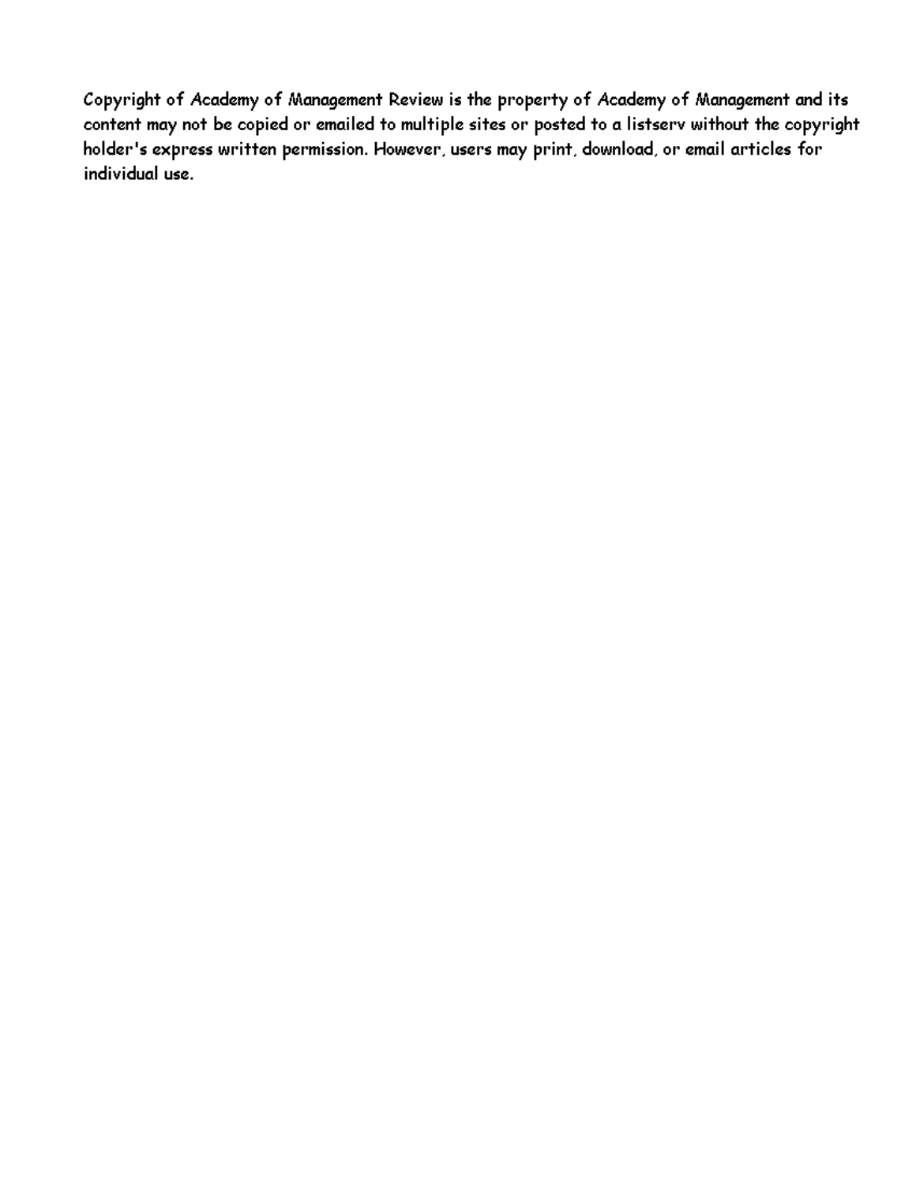Copyright of Academy of Management Review is the property of Academy of Management and its content may not be copied or emailed to multiple sites or posted to a listserv without the copyright holder's express written permission. However, users may print, download, or email articles for individual use.